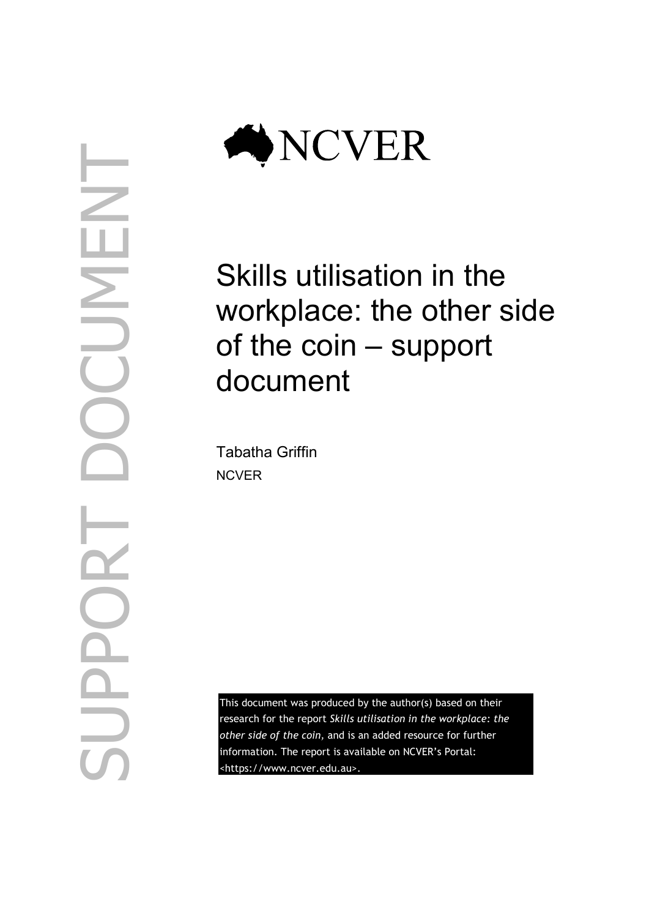SUPPORT DOCUMENT

NCVER

# Skills utilisation in the workplace: the other side of the coin – support document

Tabatha Griffin

NCVER

This document was produced by the author(s) based on their research for the report *Skills utilisation in the workplace: the other side of the coin*, and is an added resource for further information. The report is available on NCVER's Portal: <https://www.ncver.edu.au>.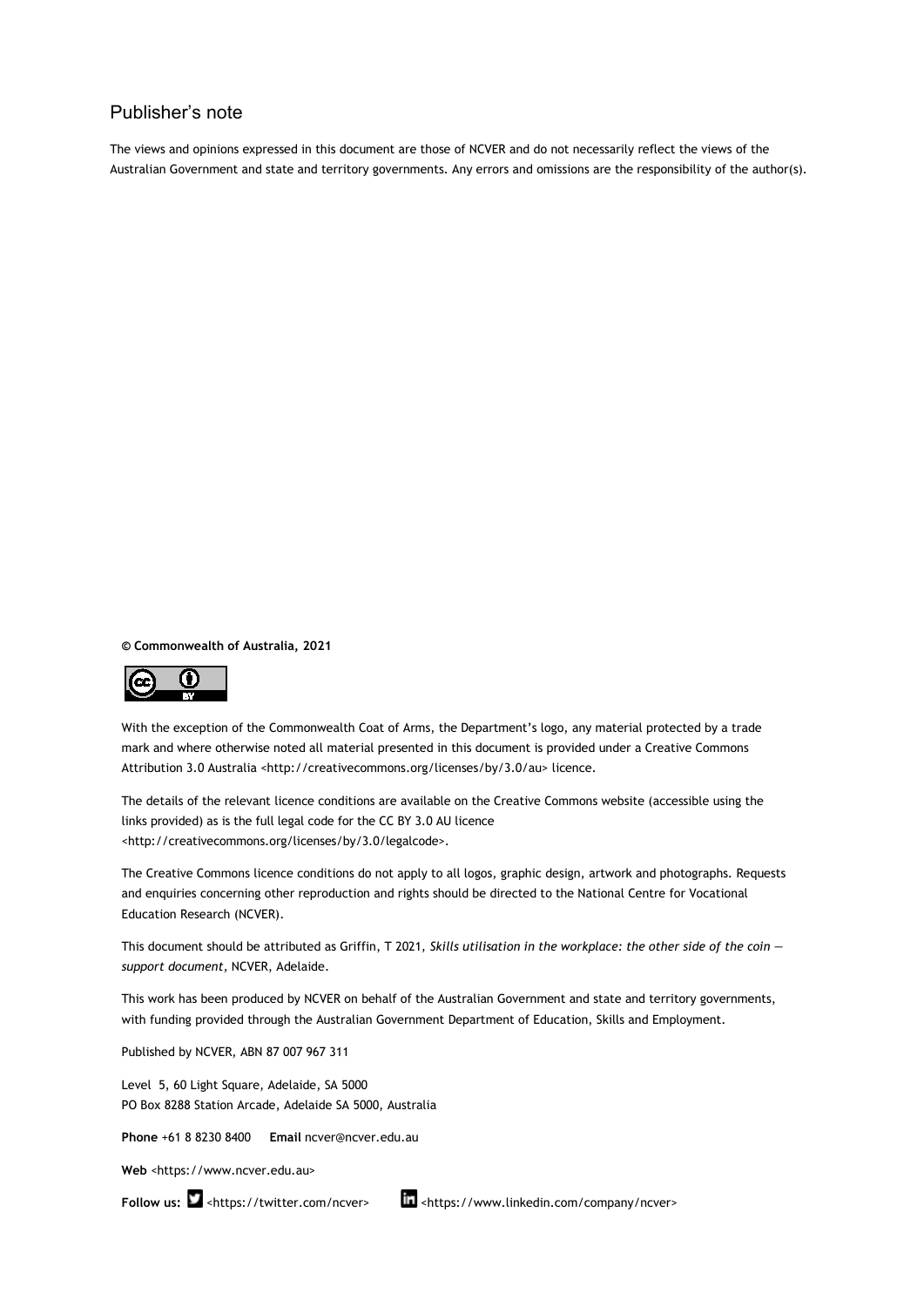## Publisher's note

The views and opinions expressed in this document are those of NCVER and do not necessarily reflect the views of the Australian Government and state and territory governments. Any errors and omissions are the responsibility of the author(s).

**© Commonwealth of Australia, 2021**

With the exception of the Commonwealth Coat of Arms, the Department's logo, any material protected by a trade mark and where otherwise noted all material presented in this document is provided under a Creative Commons Attribution 3.0 Australia <http://creativecommons.org/licenses/by/3.0/au> licence.

The details of the relevant licence conditions are available on the Creative Commons website (accessible using the links provided) as is the full legal code for the CC BY 3.0 AU licence <http://creativecommons.org/licenses/by/3.0/legalcode>.

The Creative Commons licence conditions do not apply to all logos, graphic design, artwork and photographs. Requests and enquiries concerning other reproduction and rights should be directed to the National Centre for Vocational Education Research (NCVER).

This document should be attributed as Griffin, T 2021, *Skills utilisation in the workplace: the other side of the coin — support document*, NCVER, Adelaide.

This work has been produced by NCVER on behalf of the Australian Government and state and territory governments, with funding provided through the Australian Government Department of Education, Skills and Employment.

Published by NCVER, ABN 87 007 967 311

Level 5, 60 Light Square, Adelaide, SA 5000
PO Box 8288 Station Arcade, Adelaide SA 5000, Australia

**Phone** +61 8 8230 8400 **Email** ncver@ncver.edu.au

**Web** <https://www.ncver.edu.au>

**Follow us:** <https://twitter.com/ncver> <https://www.linkedin.com/company/ncver>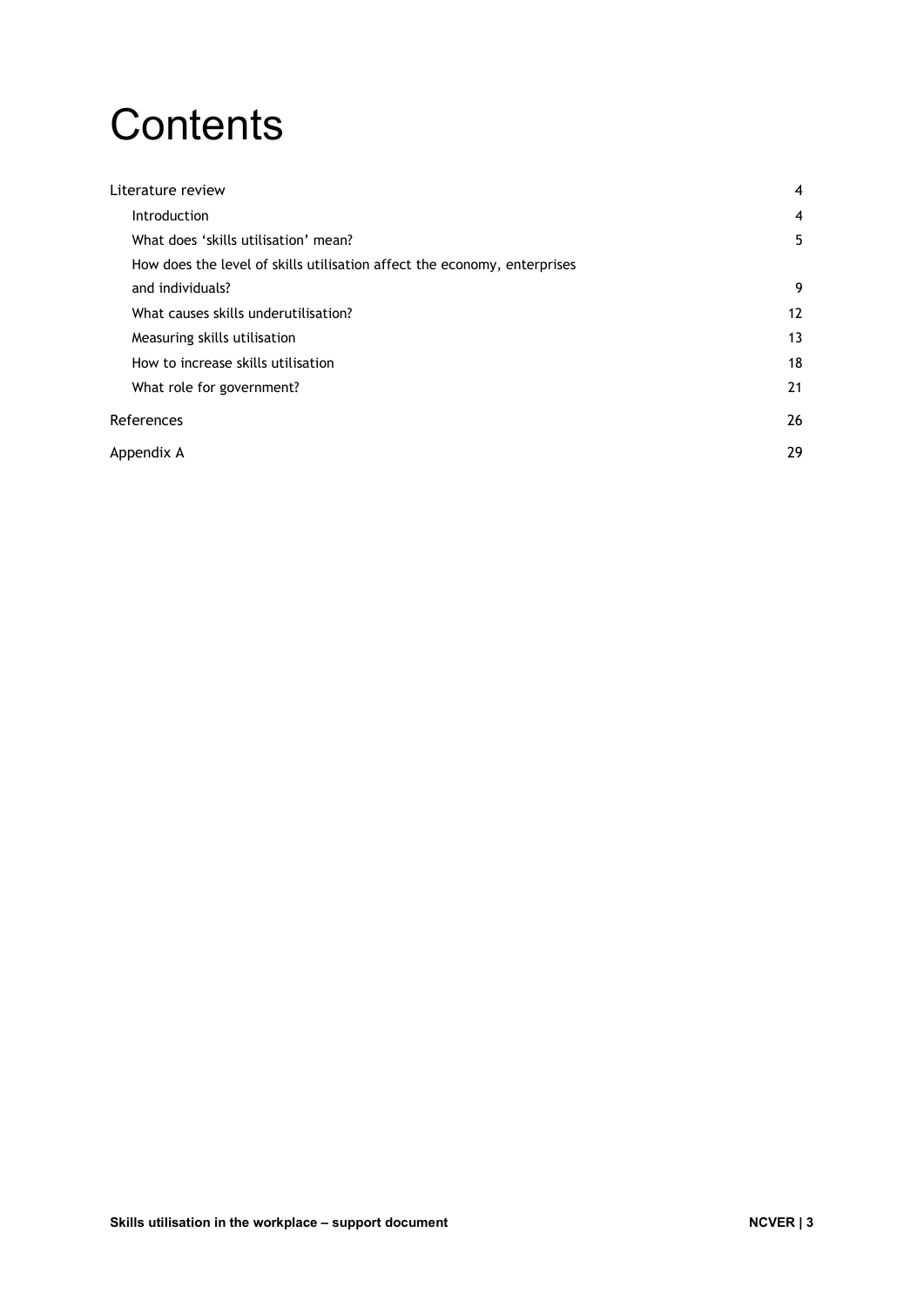# Contents

Literature review 4

- Introduction 4
- What does 'skills utilisation' mean? 5
- How does the level of skills utilisation affect the economy, enterprises and individuals? 9
- What causes skills underutilisation? 12
- Measuring skills utilisation 13
- How to increase skills utilisation 18
- What role for government? 21

References 26

Appendix A 29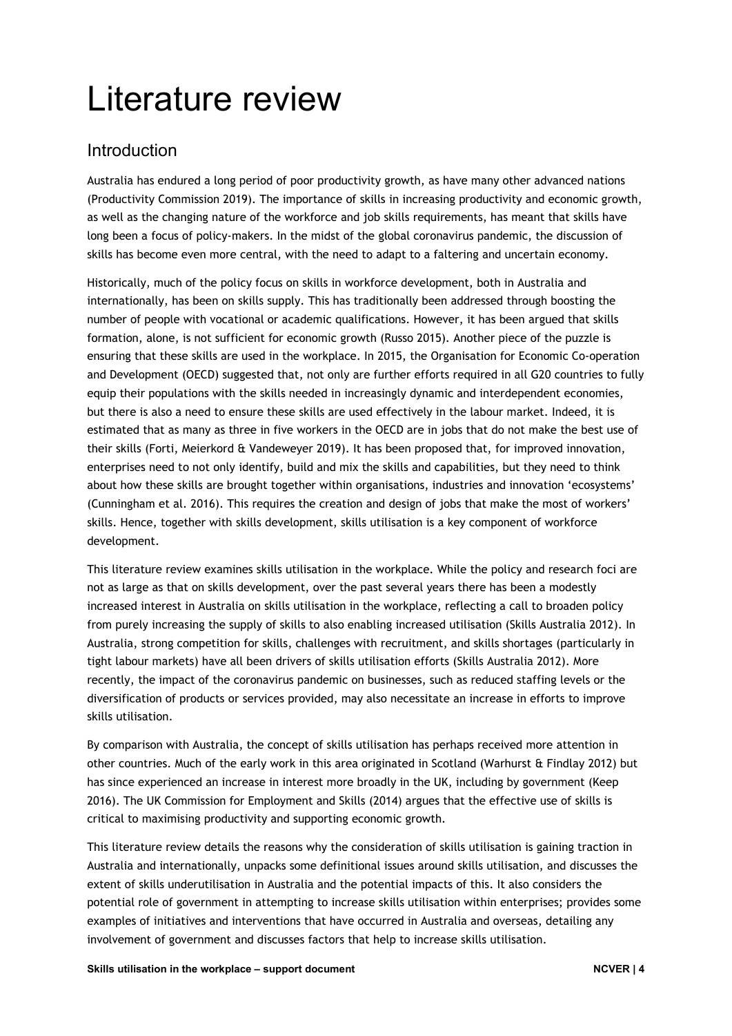# Literature review

## Introduction

Australia has endured a long period of poor productivity growth, as have many other advanced nations (Productivity Commission 2019). The importance of skills in increasing productivity and economic growth, as well as the changing nature of the workforce and job skills requirements, has meant that skills have long been a focus of policy-makers. In the midst of the global coronavirus pandemic, the discussion of skills has become even more central, with the need to adapt to a faltering and uncertain economy.

Historically, much of the policy focus on skills in workforce development, both in Australia and internationally, has been on skills supply. This has traditionally been addressed through boosting the number of people with vocational or academic qualifications. However, it has been argued that skills formation, alone, is not sufficient for economic growth (Russo 2015). Another piece of the puzzle is ensuring that these skills are used in the workplace. In 2015, the Organisation for Economic Co-operation and Development (OECD) suggested that, not only are further efforts required in all G20 countries to fully equip their populations with the skills needed in increasingly dynamic and interdependent economies, but there is also a need to ensure these skills are used effectively in the labour market. Indeed, it is estimated that as many as three in five workers in the OECD are in jobs that do not make the best use of their skills (Forti, Meierkord & Vandeweyer 2019). It has been proposed that, for improved innovation, enterprises need to not only identify, build and mix the skills and capabilities, but they need to think about how these skills are brought together within organisations, industries and innovation 'ecosystems' (Cunningham et al. 2016). This requires the creation and design of jobs that make the most of workers' skills. Hence, together with skills development, skills utilisation is a key component of workforce development.

This literature review examines skills utilisation in the workplace. While the policy and research foci are not as large as that on skills development, over the past several years there has been a modestly increased interest in Australia on skills utilisation in the workplace, reflecting a call to broaden policy from purely increasing the supply of skills to also enabling increased utilisation (Skills Australia 2012). In Australia, strong competition for skills, challenges with recruitment, and skills shortages (particularly in tight labour markets) have all been drivers of skills utilisation efforts (Skills Australia 2012). More recently, the impact of the coronavirus pandemic on businesses, such as reduced staffing levels or the diversification of products or services provided, may also necessitate an increase in efforts to improve skills utilisation.

By comparison with Australia, the concept of skills utilisation has perhaps received more attention in other countries. Much of the early work in this area originated in Scotland (Warhurst & Findlay 2012) but has since experienced an increase in interest more broadly in the UK, including by government (Keep 2016). The UK Commission for Employment and Skills (2014) argues that the effective use of skills is critical to maximising productivity and supporting economic growth.

This literature review details the reasons why the consideration of skills utilisation is gaining traction in Australia and internationally, unpacks some definitional issues around skills utilisation, and discusses the extent of skills underutilisation in Australia and the potential impacts of this. It also considers the potential role of government in attempting to increase skills utilisation within enterprises; provides some examples of initiatives and interventions that have occurred in Australia and overseas, detailing any involvement of government and discusses factors that help to increase skills utilisation.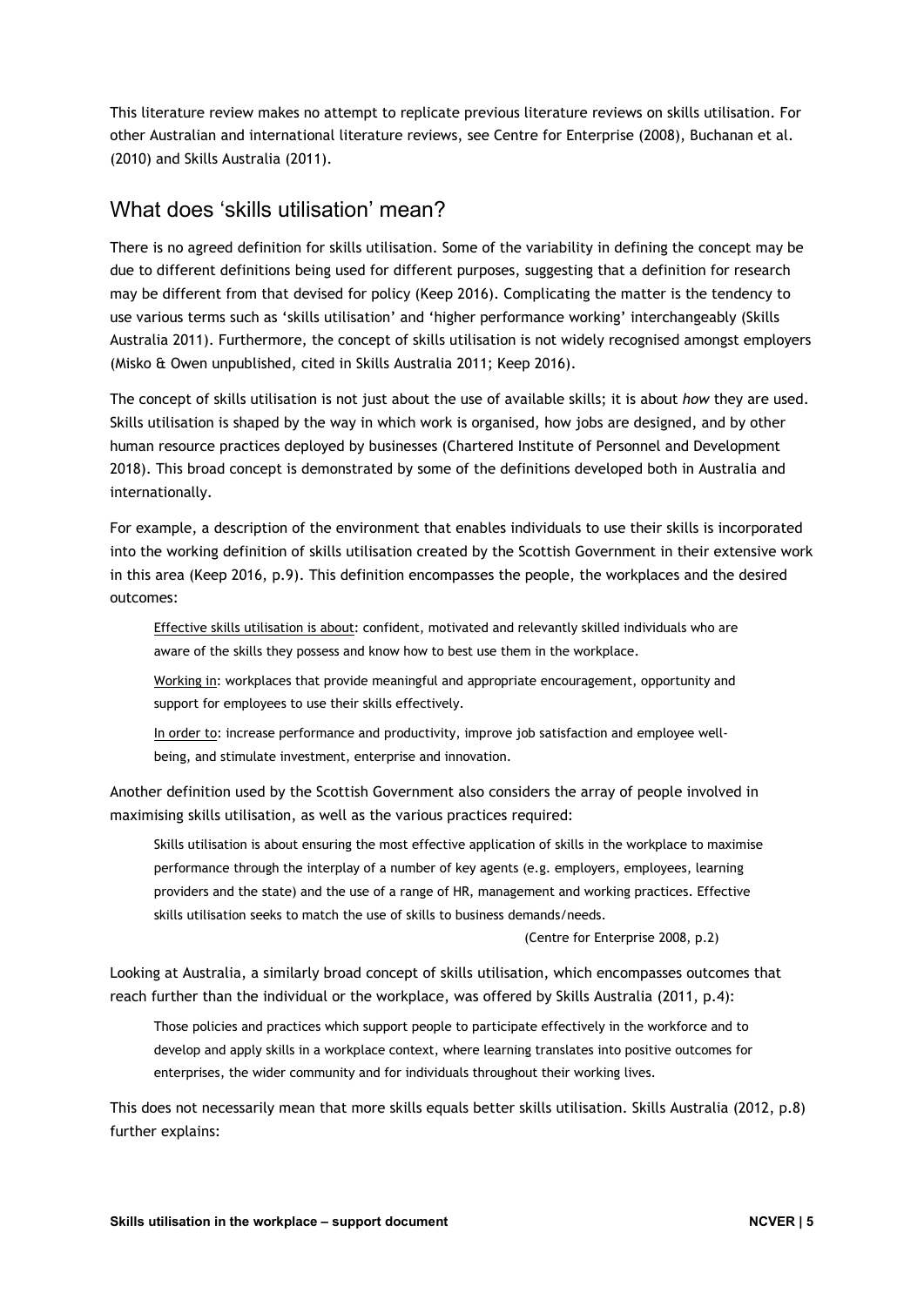This literature review makes no attempt to replicate previous literature reviews on skills utilisation. For other Australian and international literature reviews, see Centre for Enterprise (2008), Buchanan et al. (2010) and Skills Australia (2011).

## What does 'skills utilisation' mean?

There is no agreed definition for skills utilisation. Some of the variability in defining the concept may be due to different definitions being used for different purposes, suggesting that a definition for research may be different from that devised for policy (Keep 2016). Complicating the matter is the tendency to use various terms such as 'skills utilisation' and 'higher performance working' interchangeably (Skills Australia 2011). Furthermore, the concept of skills utilisation is not widely recognised amongst employers (Misko & Owen unpublished, cited in Skills Australia 2011; Keep 2016).

The concept of skills utilisation is not just about the use of available skills; it is about *how* they are used. Skills utilisation is shaped by the way in which work is organised, how jobs are designed, and by other human resource practices deployed by businesses (Chartered Institute of Personnel and Development 2018). This broad concept is demonstrated by some of the definitions developed both in Australia and internationally.

For example, a description of the environment that enables individuals to use their skills is incorporated into the working definition of skills utilisation created by the Scottish Government in their extensive work in this area (Keep 2016, p.9). This definition encompasses the people, the workplaces and the desired outcomes:

> Effective skills utilisation is about: confident, motivated and relevantly skilled individuals who are aware of the skills they possess and know how to best use them in the workplace.
>
> Working in: workplaces that provide meaningful and appropriate encouragement, opportunity and support for employees to use their skills effectively.
>
> In order to: increase performance and productivity, improve job satisfaction and employee well-being, and stimulate investment, enterprise and innovation.

Another definition used by the Scottish Government also considers the array of people involved in maximising skills utilisation, as well as the various practices required:

> Skills utilisation is about ensuring the most effective application of skills in the workplace to maximise performance through the interplay of a number of key agents (e.g. employers, employees, learning providers and the state) and the use of a range of HR, management and working practices. Effective skills utilisation seeks to match the use of skills to business demands/needs.
>
> (Centre for Enterprise 2008, p.2)

Looking at Australia, a similarly broad concept of skills utilisation, which encompasses outcomes that reach further than the individual or the workplace, was offered by Skills Australia (2011, p.4):

> Those policies and practices which support people to participate effectively in the workforce and to develop and apply skills in a workplace context, where learning translates into positive outcomes for enterprises, the wider community and for individuals throughout their working lives.

This does not necessarily mean that more skills equals better skills utilisation. Skills Australia (2012, p.8) further explains: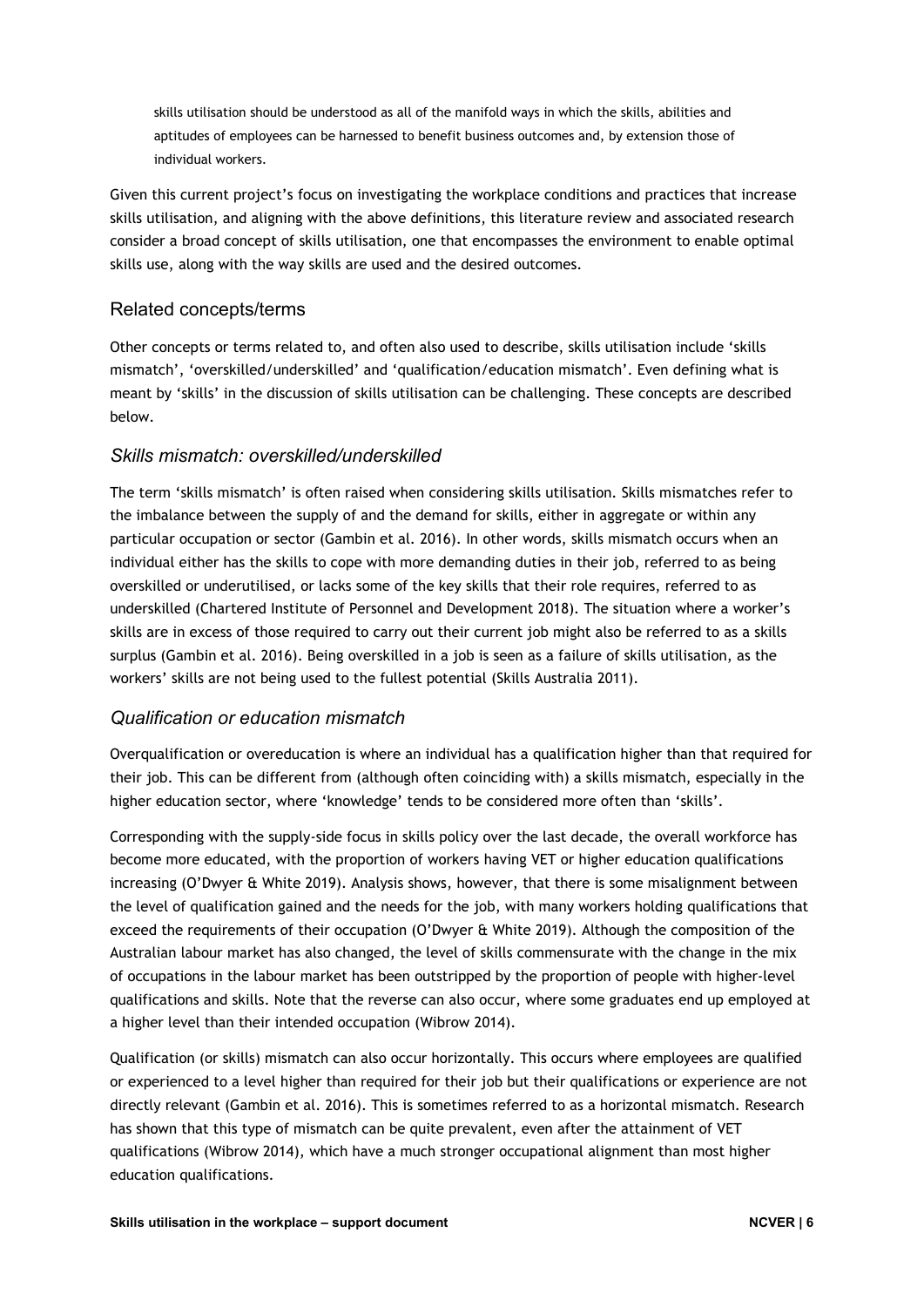> skills utilisation should be understood as all of the manifold ways in which the skills, abilities and aptitudes of employees can be harnessed to benefit business outcomes and, by extension those of individual workers.

Given this current project's focus on investigating the workplace conditions and practices that increase skills utilisation, and aligning with the above definitions, this literature review and associated research consider a broad concept of skills utilisation, one that encompasses the environment to enable optimal skills use, along with the way skills are used and the desired outcomes.

## Related concepts/terms

Other concepts or terms related to, and often also used to describe, skills utilisation include 'skills mismatch', 'overskilled/underskilled' and 'qualification/education mismatch'. Even defining what is meant by 'skills' in the discussion of skills utilisation can be challenging. These concepts are described below.

### *Skills mismatch: overskilled/underskilled*

The term 'skills mismatch' is often raised when considering skills utilisation. Skills mismatches refer to the imbalance between the supply of and the demand for skills, either in aggregate or within any particular occupation or sector (Gambin et al. 2016). In other words, skills mismatch occurs when an individual either has the skills to cope with more demanding duties in their job, referred to as being overskilled or underutilised, or lacks some of the key skills that their role requires, referred to as underskilled (Chartered Institute of Personnel and Development 2018). The situation where a worker's skills are in excess of those required to carry out their current job might also be referred to as a skills surplus (Gambin et al. 2016). Being overskilled in a job is seen as a failure of skills utilisation, as the workers' skills are not being used to the fullest potential (Skills Australia 2011).

### *Qualification or education mismatch*

Overqualification or overeducation is where an individual has a qualification higher than that required for their job. This can be different from (although often coinciding with) a skills mismatch, especially in the higher education sector, where 'knowledge' tends to be considered more often than 'skills'.

Corresponding with the supply-side focus in skills policy over the last decade, the overall workforce has become more educated, with the proportion of workers having VET or higher education qualifications increasing (O'Dwyer & White 2019). Analysis shows, however, that there is some misalignment between the level of qualification gained and the needs for the job, with many workers holding qualifications that exceed the requirements of their occupation (O'Dwyer & White 2019). Although the composition of the Australian labour market has also changed, the level of skills commensurate with the change in the mix of occupations in the labour market has been outstripped by the proportion of people with higher-level qualifications and skills. Note that the reverse can also occur, where some graduates end up employed at a higher level than their intended occupation (Wibrow 2014).

Qualification (or skills) mismatch can also occur horizontally. This occurs where employees are qualified or experienced to a level higher than required for their job but their qualifications or experience are not directly relevant (Gambin et al. 2016). This is sometimes referred to as a horizontal mismatch. Research has shown that this type of mismatch can be quite prevalent, even after the attainment of VET qualifications (Wibrow 2014), which have a much stronger occupational alignment than most higher education qualifications.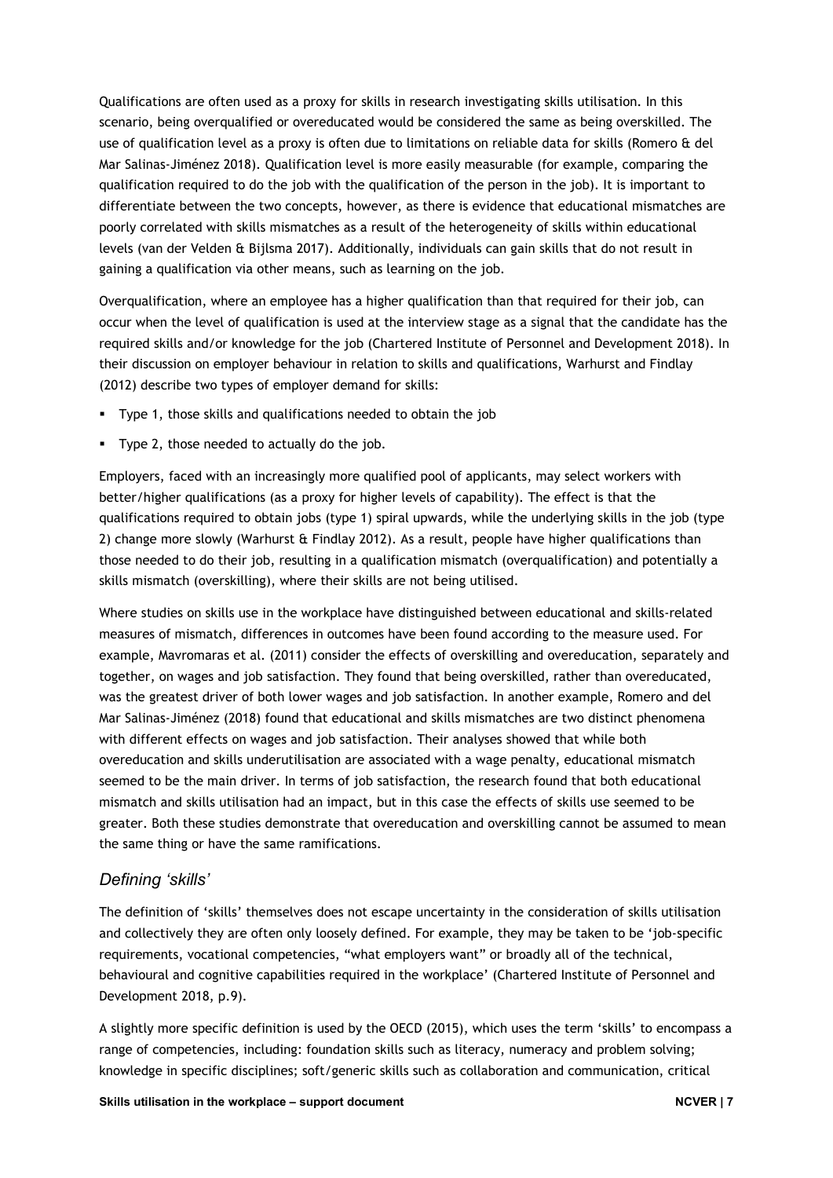Qualifications are often used as a proxy for skills in research investigating skills utilisation. In this scenario, being overqualified or overeducated would be considered the same as being overskilled. The use of qualification level as a proxy is often due to limitations on reliable data for skills (Romero & del Mar Salinas-Jiménez 2018). Qualification level is more easily measurable (for example, comparing the qualification required to do the job with the qualification of the person in the job). It is important to differentiate between the two concepts, however, as there is evidence that educational mismatches are poorly correlated with skills mismatches as a result of the heterogeneity of skills within educational levels (van der Velden & Bijlsma 2017). Additionally, individuals can gain skills that do not result in gaining a qualification via other means, such as learning on the job.

Overqualification, where an employee has a higher qualification than that required for their job, can occur when the level of qualification is used at the interview stage as a signal that the candidate has the required skills and/or knowledge for the job (Chartered Institute of Personnel and Development 2018). In their discussion on employer behaviour in relation to skills and qualifications, Warhurst and Findlay (2012) describe two types of employer demand for skills:

- Type 1, those skills and qualifications needed to obtain the job
- Type 2, those needed to actually do the job.

Employers, faced with an increasingly more qualified pool of applicants, may select workers with better/higher qualifications (as a proxy for higher levels of capability). The effect is that the qualifications required to obtain jobs (type 1) spiral upwards, while the underlying skills in the job (type 2) change more slowly (Warhurst & Findlay 2012). As a result, people have higher qualifications than those needed to do their job, resulting in a qualification mismatch (overqualification) and potentially a skills mismatch (overskilling), where their skills are not being utilised.

Where studies on skills use in the workplace have distinguished between educational and skills-related measures of mismatch, differences in outcomes have been found according to the measure used. For example, Mavromaras et al. (2011) consider the effects of overskilling and overeducation, separately and together, on wages and job satisfaction. They found that being overskilled, rather than overeducated, was the greatest driver of both lower wages and job satisfaction. In another example, Romero and del Mar Salinas-Jiménez (2018) found that educational and skills mismatches are two distinct phenomena with different effects on wages and job satisfaction. Their analyses showed that while both overeducation and skills underutilisation are associated with a wage penalty, educational mismatch seemed to be the main driver. In terms of job satisfaction, the research found that both educational mismatch and skills utilisation had an impact, but in this case the effects of skills use seemed to be greater. Both these studies demonstrate that overeducation and overskilling cannot be assumed to mean the same thing or have the same ramifications.

### *Defining 'skills'*

The definition of 'skills' themselves does not escape uncertainty in the consideration of skills utilisation and collectively they are often only loosely defined. For example, they may be taken to be 'job-specific requirements, vocational competencies, "what employers want" or broadly all of the technical, behavioural and cognitive capabilities required in the workplace' (Chartered Institute of Personnel and Development 2018, p.9).

A slightly more specific definition is used by the OECD (2015), which uses the term 'skills' to encompass a range of competencies, including: foundation skills such as literacy, numeracy and problem solving; knowledge in specific disciplines; soft/generic skills such as collaboration and communication, critical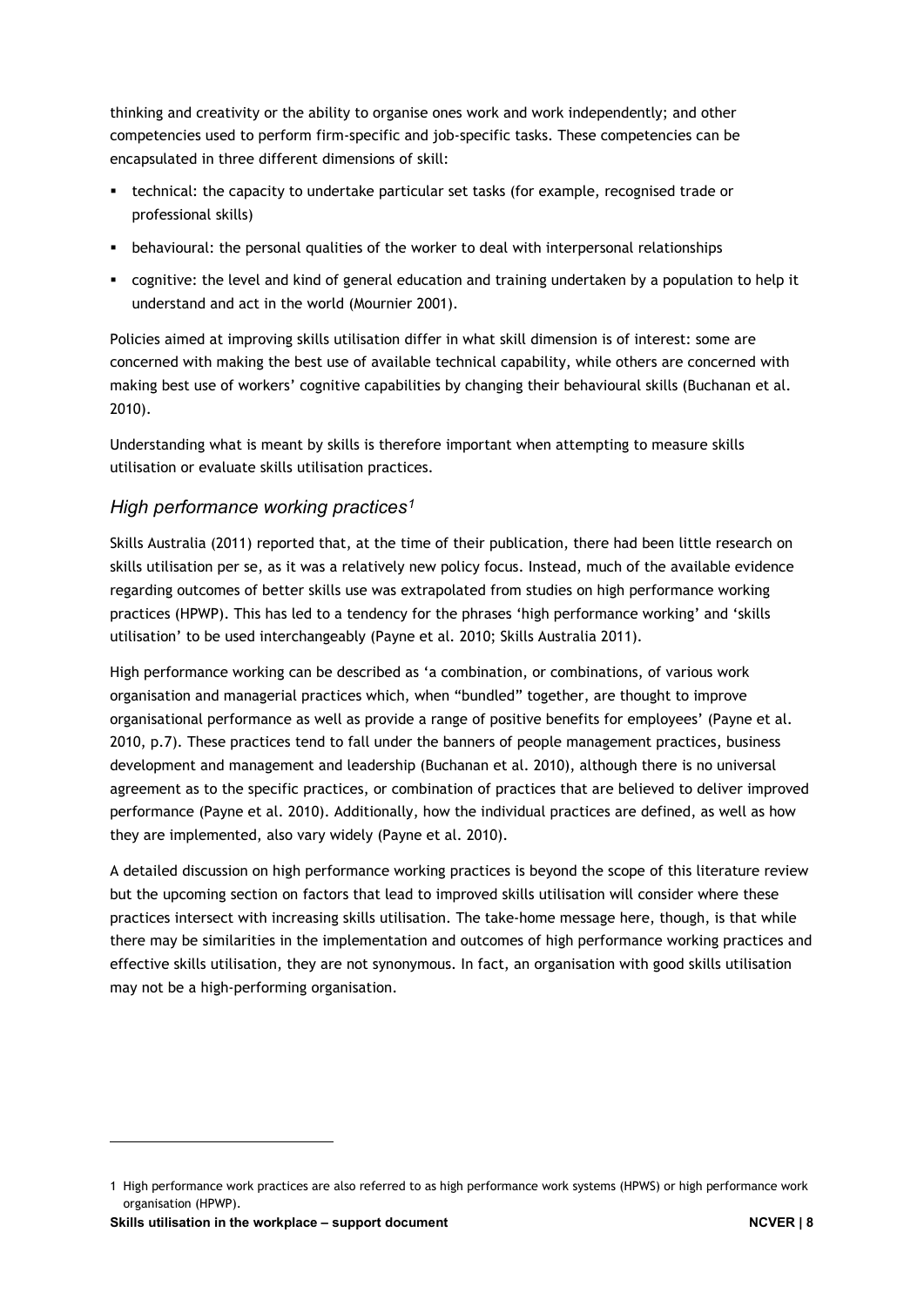thinking and creativity or the ability to organise ones work and work independently; and other competencies used to perform firm-specific and job-specific tasks. These competencies can be encapsulated in three different dimensions of skill:

- technical: the capacity to undertake particular set tasks (for example, recognised trade or professional skills)
- behavioural: the personal qualities of the worker to deal with interpersonal relationships
- cognitive: the level and kind of general education and training undertaken by a population to help it understand and act in the world (Mournier 2001).

Policies aimed at improving skills utilisation differ in what skill dimension is of interest: some are concerned with making the best use of available technical capability, while others are concerned with making best use of workers' cognitive capabilities by changing their behavioural skills (Buchanan et al. 2010).

Understanding what is meant by skills is therefore important when attempting to measure skills utilisation or evaluate skills utilisation practices.

### *High performance working practices*[1]

Skills Australia (2011) reported that, at the time of their publication, there had been little research on skills utilisation per se, as it was a relatively new policy focus. Instead, much of the available evidence regarding outcomes of better skills use was extrapolated from studies on high performance working practices (HPWP). This has led to a tendency for the phrases 'high performance working' and 'skills utilisation' to be used interchangeably (Payne et al. 2010; Skills Australia 2011).

High performance working can be described as 'a combination, or combinations, of various work organisation and managerial practices which, when "bundled" together, are thought to improve organisational performance as well as provide a range of positive benefits for employees' (Payne et al. 2010, p.7). These practices tend to fall under the banners of people management practices, business development and management and leadership (Buchanan et al. 2010), although there is no universal agreement as to the specific practices, or combination of practices that are believed to deliver improved performance (Payne et al. 2010). Additionally, how the individual practices are defined, as well as how they are implemented, also vary widely (Payne et al. 2010).

A detailed discussion on high performance working practices is beyond the scope of this literature review but the upcoming section on factors that lead to improved skills utilisation will consider where these practices intersect with increasing skills utilisation. The take-home message here, though, is that while there may be similarities in the implementation and outcomes of high performance working practices and effective skills utilisation, they are not synonymous. In fact, an organisation with good skills utilisation may not be a high-performing organisation.

---

1 High performance work practices are also referred to as high performance work systems (HPWS) or high performance work organisation (HPWP).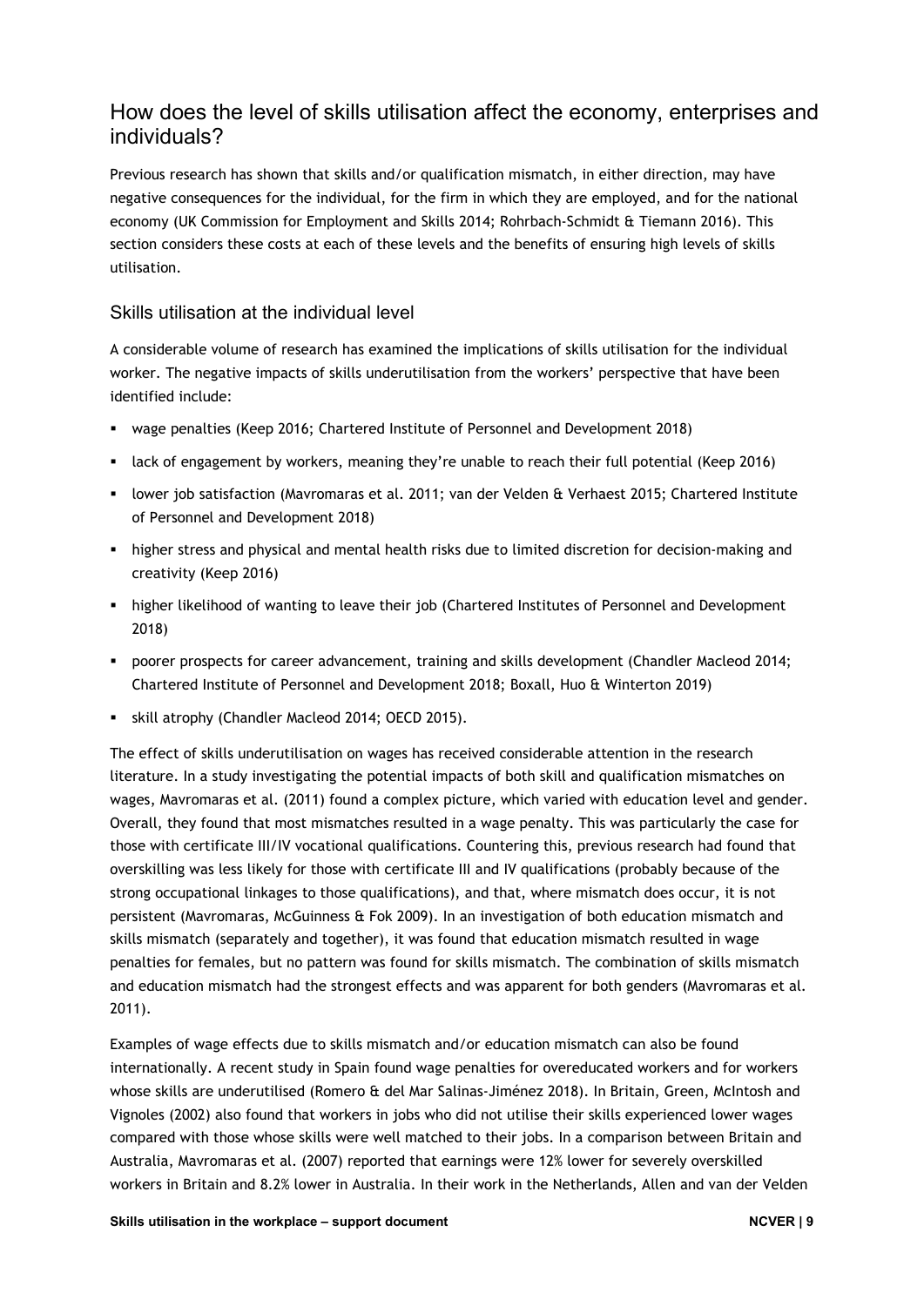## How does the level of skills utilisation affect the economy, enterprises and individuals?

Previous research has shown that skills and/or qualification mismatch, in either direction, may have negative consequences for the individual, for the firm in which they are employed, and for the national economy (UK Commission for Employment and Skills 2014; Rohrbach-Schmidt & Tiemann 2016). This section considers these costs at each of these levels and the benefits of ensuring high levels of skills utilisation.

### Skills utilisation at the individual level

A considerable volume of research has examined the implications of skills utilisation for the individual worker. The negative impacts of skills underutilisation from the workers' perspective that have been identified include:

- wage penalties (Keep 2016; Chartered Institute of Personnel and Development 2018)
- lack of engagement by workers, meaning they're unable to reach their full potential (Keep 2016)
- lower job satisfaction (Mavromaras et al. 2011; van der Velden & Verhaest 2015; Chartered Institute of Personnel and Development 2018)
- higher stress and physical and mental health risks due to limited discretion for decision-making and creativity (Keep 2016)
- higher likelihood of wanting to leave their job (Chartered Institutes of Personnel and Development 2018)
- poorer prospects for career advancement, training and skills development (Chandler Macleod 2014; Chartered Institute of Personnel and Development 2018; Boxall, Huo & Winterton 2019)
- skill atrophy (Chandler Macleod 2014; OECD 2015).

The effect of skills underutilisation on wages has received considerable attention in the research literature. In a study investigating the potential impacts of both skill and qualification mismatches on wages, Mavromaras et al. (2011) found a complex picture, which varied with education level and gender. Overall, they found that most mismatches resulted in a wage penalty. This was particularly the case for those with certificate III/IV vocational qualifications. Countering this, previous research had found that overskilling was less likely for those with certificate III and IV qualifications (probably because of the strong occupational linkages to those qualifications), and that, where mismatch does occur, it is not persistent (Mavromaras, McGuinness & Fok 2009). In an investigation of both education mismatch and skills mismatch (separately and together), it was found that education mismatch resulted in wage penalties for females, but no pattern was found for skills mismatch. The combination of skills mismatch and education mismatch had the strongest effects and was apparent for both genders (Mavromaras et al. 2011).

Examples of wage effects due to skills mismatch and/or education mismatch can also be found internationally. A recent study in Spain found wage penalties for overeducated workers and for workers whose skills are underutilised (Romero & del Mar Salinas-Jiménez 2018). In Britain, Green, McIntosh and Vignoles (2002) also found that workers in jobs who did not utilise their skills experienced lower wages compared with those whose skills were well matched to their jobs. In a comparison between Britain and Australia, Mavromaras et al. (2007) reported that earnings were 12% lower for severely overskilled workers in Britain and 8.2% lower in Australia. In their work in the Netherlands, Allen and van der Velden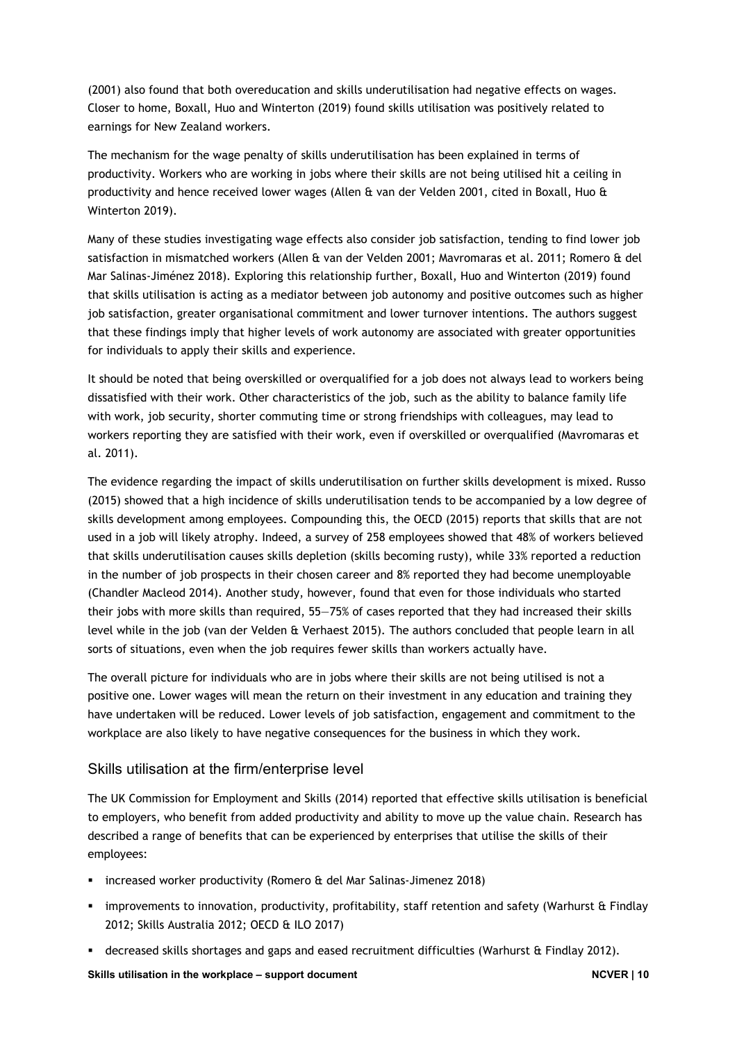(2001) also found that both overeducation and skills underutilisation had negative effects on wages. Closer to home, Boxall, Huo and Winterton (2019) found skills utilisation was positively related to earnings for New Zealand workers.

The mechanism for the wage penalty of skills underutilisation has been explained in terms of productivity. Workers who are working in jobs where their skills are not being utilised hit a ceiling in productivity and hence received lower wages (Allen & van der Velden 2001, cited in Boxall, Huo & Winterton 2019).

Many of these studies investigating wage effects also consider job satisfaction, tending to find lower job satisfaction in mismatched workers (Allen & van der Velden 2001; Mavromaras et al. 2011; Romero & del Mar Salinas-Jiménez 2018). Exploring this relationship further, Boxall, Huo and Winterton (2019) found that skills utilisation is acting as a mediator between job autonomy and positive outcomes such as higher job satisfaction, greater organisational commitment and lower turnover intentions. The authors suggest that these findings imply that higher levels of work autonomy are associated with greater opportunities for individuals to apply their skills and experience.

It should be noted that being overskilled or overqualified for a job does not always lead to workers being dissatisfied with their work. Other characteristics of the job, such as the ability to balance family life with work, job security, shorter commuting time or strong friendships with colleagues, may lead to workers reporting they are satisfied with their work, even if overskilled or overqualified (Mavromaras et al. 2011).

The evidence regarding the impact of skills underutilisation on further skills development is mixed. Russo (2015) showed that a high incidence of skills underutilisation tends to be accompanied by a low degree of skills development among employees. Compounding this, the OECD (2015) reports that skills that are not used in a job will likely atrophy. Indeed, a survey of 258 employees showed that 48% of workers believed that skills underutilisation causes skills depletion (skills becoming rusty), while 33% reported a reduction in the number of job prospects in their chosen career and 8% reported they had become unemployable (Chandler Macleod 2014). Another study, however, found that even for those individuals who started their jobs with more skills than required, 55—75% of cases reported that they had increased their skills level while in the job (van der Velden & Verhaest 2015). The authors concluded that people learn in all sorts of situations, even when the job requires fewer skills than workers actually have.

The overall picture for individuals who are in jobs where their skills are not being utilised is not a positive one. Lower wages will mean the return on their investment in any education and training they have undertaken will be reduced. Lower levels of job satisfaction, engagement and commitment to the workplace are also likely to have negative consequences for the business in which they work.

## Skills utilisation at the firm/enterprise level

The UK Commission for Employment and Skills (2014) reported that effective skills utilisation is beneficial to employers, who benefit from added productivity and ability to move up the value chain. Research has described a range of benefits that can be experienced by enterprises that utilise the skills of their employees:

- increased worker productivity (Romero & del Mar Salinas-Jimenez 2018)
- improvements to innovation, productivity, profitability, staff retention and safety (Warhurst & Findlay 2012; Skills Australia 2012; OECD & ILO 2017)
- decreased skills shortages and gaps and eased recruitment difficulties (Warhurst & Findlay 2012).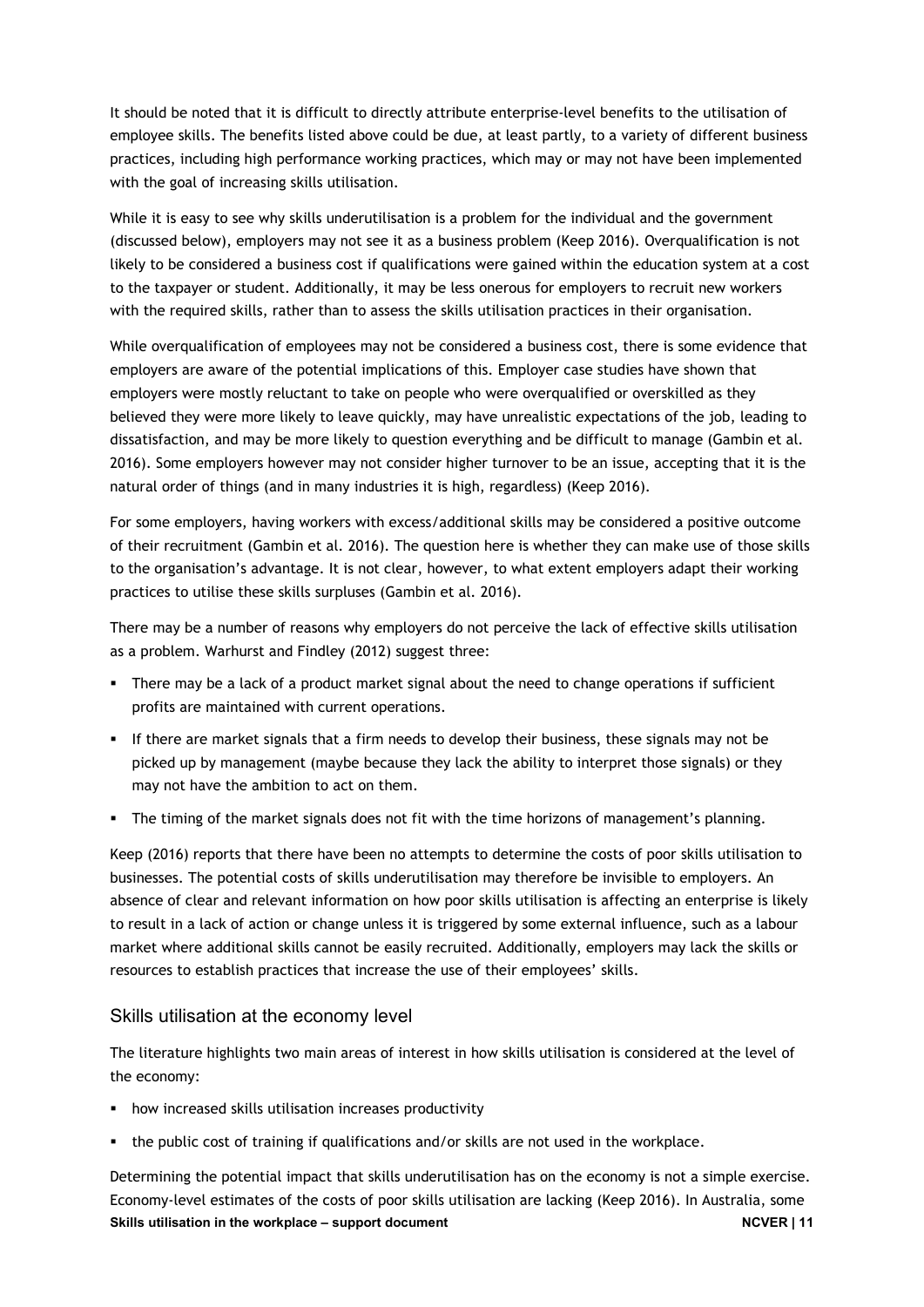It should be noted that it is difficult to directly attribute enterprise-level benefits to the utilisation of employee skills. The benefits listed above could be due, at least partly, to a variety of different business practices, including high performance working practices, which may or may not have been implemented with the goal of increasing skills utilisation.

While it is easy to see why skills underutilisation is a problem for the individual and the government (discussed below), employers may not see it as a business problem (Keep 2016). Overqualification is not likely to be considered a business cost if qualifications were gained within the education system at a cost to the taxpayer or student. Additionally, it may be less onerous for employers to recruit new workers with the required skills, rather than to assess the skills utilisation practices in their organisation.

While overqualification of employees may not be considered a business cost, there is some evidence that employers are aware of the potential implications of this. Employer case studies have shown that employers were mostly reluctant to take on people who were overqualified or overskilled as they believed they were more likely to leave quickly, may have unrealistic expectations of the job, leading to dissatisfaction, and may be more likely to question everything and be difficult to manage (Gambin et al. 2016). Some employers however may not consider higher turnover to be an issue, accepting that it is the natural order of things (and in many industries it is high, regardless) (Keep 2016).

For some employers, having workers with excess/additional skills may be considered a positive outcome of their recruitment (Gambin et al. 2016). The question here is whether they can make use of those skills to the organisation's advantage. It is not clear, however, to what extent employers adapt their working practices to utilise these skills surpluses (Gambin et al. 2016).

There may be a number of reasons why employers do not perceive the lack of effective skills utilisation as a problem. Warhurst and Findley (2012) suggest three:

- There may be a lack of a product market signal about the need to change operations if sufficient profits are maintained with current operations.
- If there are market signals that a firm needs to develop their business, these signals may not be picked up by management (maybe because they lack the ability to interpret those signals) or they may not have the ambition to act on them.
- The timing of the market signals does not fit with the time horizons of management's planning.

Keep (2016) reports that there have been no attempts to determine the costs of poor skills utilisation to businesses. The potential costs of skills underutilisation may therefore be invisible to employers. An absence of clear and relevant information on how poor skills utilisation is affecting an enterprise is likely to result in a lack of action or change unless it is triggered by some external influence, such as a labour market where additional skills cannot be easily recruited. Additionally, employers may lack the skills or resources to establish practices that increase the use of their employees' skills.

## Skills utilisation at the economy level

The literature highlights two main areas of interest in how skills utilisation is considered at the level of the economy:

- how increased skills utilisation increases productivity
- the public cost of training if qualifications and/or skills are not used in the workplace.

Determining the potential impact that skills underutilisation has on the economy is not a simple exercise. Economy-level estimates of the costs of poor skills utilisation are lacking (Keep 2016). In Australia, some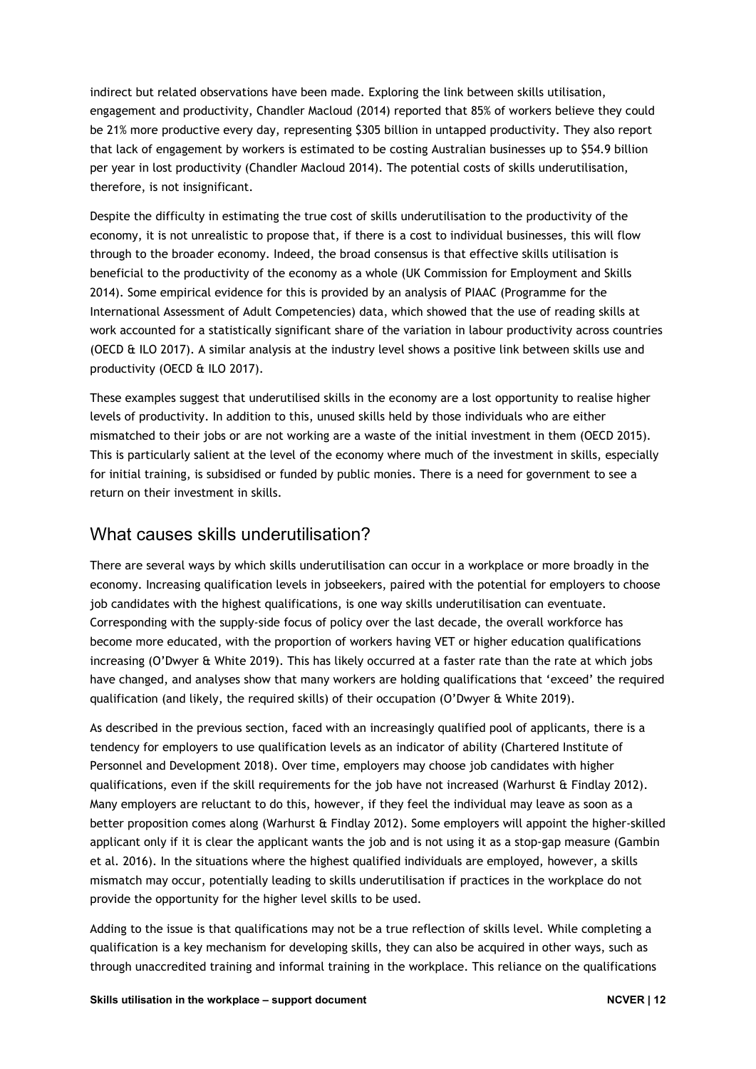indirect but related observations have been made. Exploring the link between skills utilisation, engagement and productivity, Chandler Macloud (2014) reported that 85% of workers believe they could be 21% more productive every day, representing $305 billion in untapped productivity. They also report that lack of engagement by workers is estimated to be costing Australian businesses up to $54.9 billion per year in lost productivity (Chandler Macloud 2014). The potential costs of skills underutilisation, therefore, is not insignificant.

Despite the difficulty in estimating the true cost of skills underutilisation to the productivity of the economy, it is not unrealistic to propose that, if there is a cost to individual businesses, this will flow through to the broader economy. Indeed, the broad consensus is that effective skills utilisation is beneficial to the productivity of the economy as a whole (UK Commission for Employment and Skills 2014). Some empirical evidence for this is provided by an analysis of PIAAC (Programme for the International Assessment of Adult Competencies) data, which showed that the use of reading skills at work accounted for a statistically significant share of the variation in labour productivity across countries (OECD & ILO 2017). A similar analysis at the industry level shows a positive link between skills use and productivity (OECD & ILO 2017).

These examples suggest that underutilised skills in the economy are a lost opportunity to realise higher levels of productivity. In addition to this, unused skills held by those individuals who are either mismatched to their jobs or are not working are a waste of the initial investment in them (OECD 2015). This is particularly salient at the level of the economy where much of the investment in skills, especially for initial training, is subsidised or funded by public monies. There is a need for government to see a return on their investment in skills.

## What causes skills underutilisation?

There are several ways by which skills underutilisation can occur in a workplace or more broadly in the economy. Increasing qualification levels in jobseekers, paired with the potential for employers to choose job candidates with the highest qualifications, is one way skills underutilisation can eventuate. Corresponding with the supply-side focus of policy over the last decade, the overall workforce has become more educated, with the proportion of workers having VET or higher education qualifications increasing (O'Dwyer & White 2019). This has likely occurred at a faster rate than the rate at which jobs have changed, and analyses show that many workers are holding qualifications that 'exceed' the required qualification (and likely, the required skills) of their occupation (O'Dwyer & White 2019).

As described in the previous section, faced with an increasingly qualified pool of applicants, there is a tendency for employers to use qualification levels as an indicator of ability (Chartered Institute of Personnel and Development 2018). Over time, employers may choose job candidates with higher qualifications, even if the skill requirements for the job have not increased (Warhurst & Findlay 2012). Many employers are reluctant to do this, however, if they feel the individual may leave as soon as a better proposition comes along (Warhurst & Findlay 2012). Some employers will appoint the higher-skilled applicant only if it is clear the applicant wants the job and is not using it as a stop-gap measure (Gambin et al. 2016). In the situations where the highest qualified individuals are employed, however, a skills mismatch may occur, potentially leading to skills underutilisation if practices in the workplace do not provide the opportunity for the higher level skills to be used.

Adding to the issue is that qualifications may not be a true reflection of skills level. While completing a qualification is a key mechanism for developing skills, they can also be acquired in other ways, such as through unaccredited training and informal training in the workplace. This reliance on the qualifications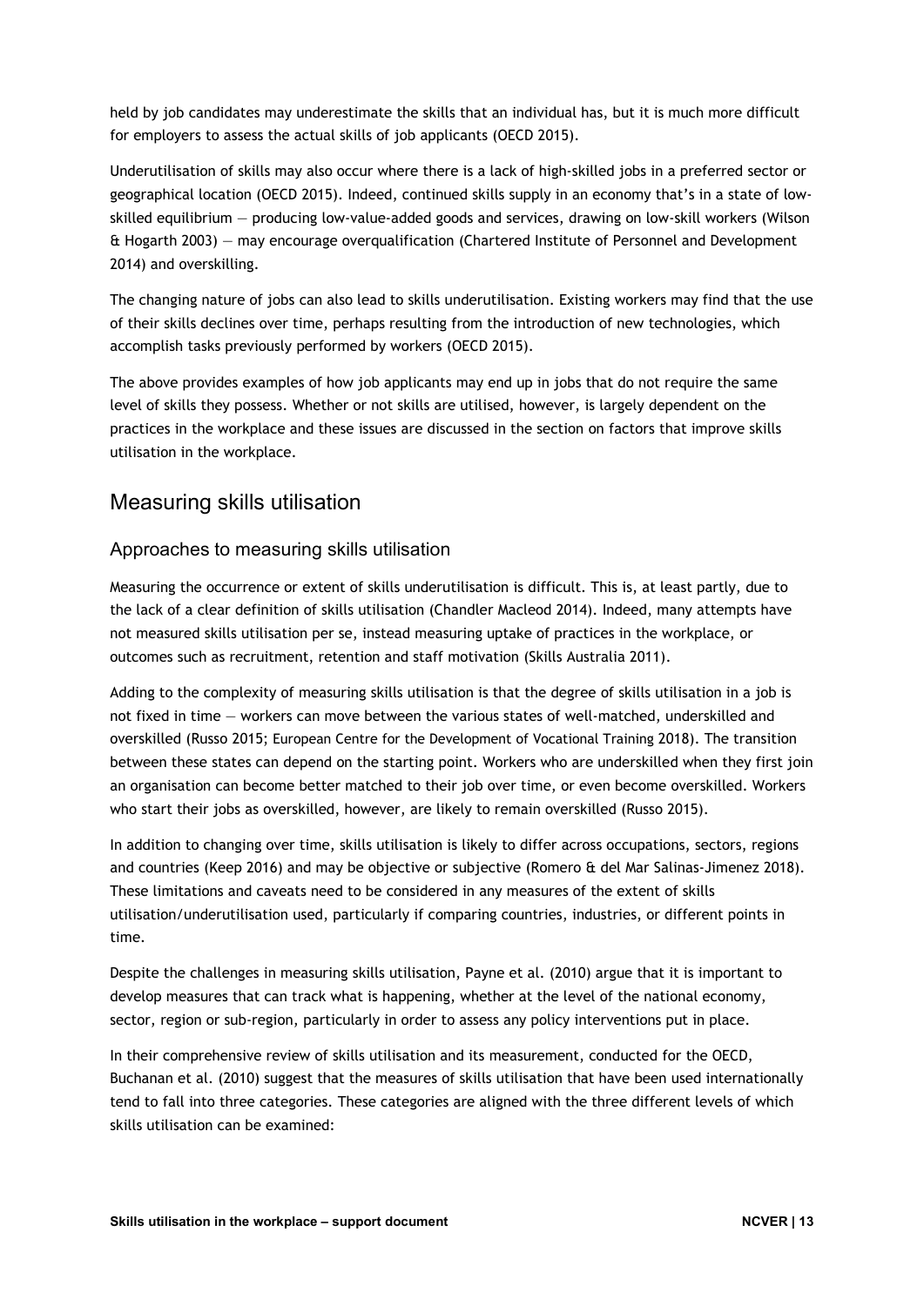held by job candidates may underestimate the skills that an individual has, but it is much more difficult for employers to assess the actual skills of job applicants (OECD 2015).

Underutilisation of skills may also occur where there is a lack of high-skilled jobs in a preferred sector or geographical location (OECD 2015). Indeed, continued skills supply in an economy that's in a state of low-skilled equilibrium — producing low-value-added goods and services, drawing on low-skill workers (Wilson & Hogarth 2003) — may encourage overqualification (Chartered Institute of Personnel and Development 2014) and overskilling.

The changing nature of jobs can also lead to skills underutilisation. Existing workers may find that the use of their skills declines over time, perhaps resulting from the introduction of new technologies, which accomplish tasks previously performed by workers (OECD 2015).

The above provides examples of how job applicants may end up in jobs that do not require the same level of skills they possess. Whether or not skills are utilised, however, is largely dependent on the practices in the workplace and these issues are discussed in the section on factors that improve skills utilisation in the workplace.

## Measuring skills utilisation

### Approaches to measuring skills utilisation

Measuring the occurrence or extent of skills underutilisation is difficult. This is, at least partly, due to the lack of a clear definition of skills utilisation (Chandler Macleod 2014). Indeed, many attempts have not measured skills utilisation per se, instead measuring uptake of practices in the workplace, or outcomes such as recruitment, retention and staff motivation (Skills Australia 2011).

Adding to the complexity of measuring skills utilisation is that the degree of skills utilisation in a job is not fixed in time — workers can move between the various states of well-matched, underskilled and overskilled (Russo 2015; European Centre for the Development of Vocational Training 2018). The transition between these states can depend on the starting point. Workers who are underskilled when they first join an organisation can become better matched to their job over time, or even become overskilled. Workers who start their jobs as overskilled, however, are likely to remain overskilled (Russo 2015).

In addition to changing over time, skills utilisation is likely to differ across occupations, sectors, regions and countries (Keep 2016) and may be objective or subjective (Romero & del Mar Salinas-Jimenez 2018). These limitations and caveats need to be considered in any measures of the extent of skills utilisation/underutilisation used, particularly if comparing countries, industries, or different points in time.

Despite the challenges in measuring skills utilisation, Payne et al. (2010) argue that it is important to develop measures that can track what is happening, whether at the level of the national economy, sector, region or sub-region, particularly in order to assess any policy interventions put in place.

In their comprehensive review of skills utilisation and its measurement, conducted for the OECD, Buchanan et al. (2010) suggest that the measures of skills utilisation that have been used internationally tend to fall into three categories. These categories are aligned with the three different levels of which skills utilisation can be examined: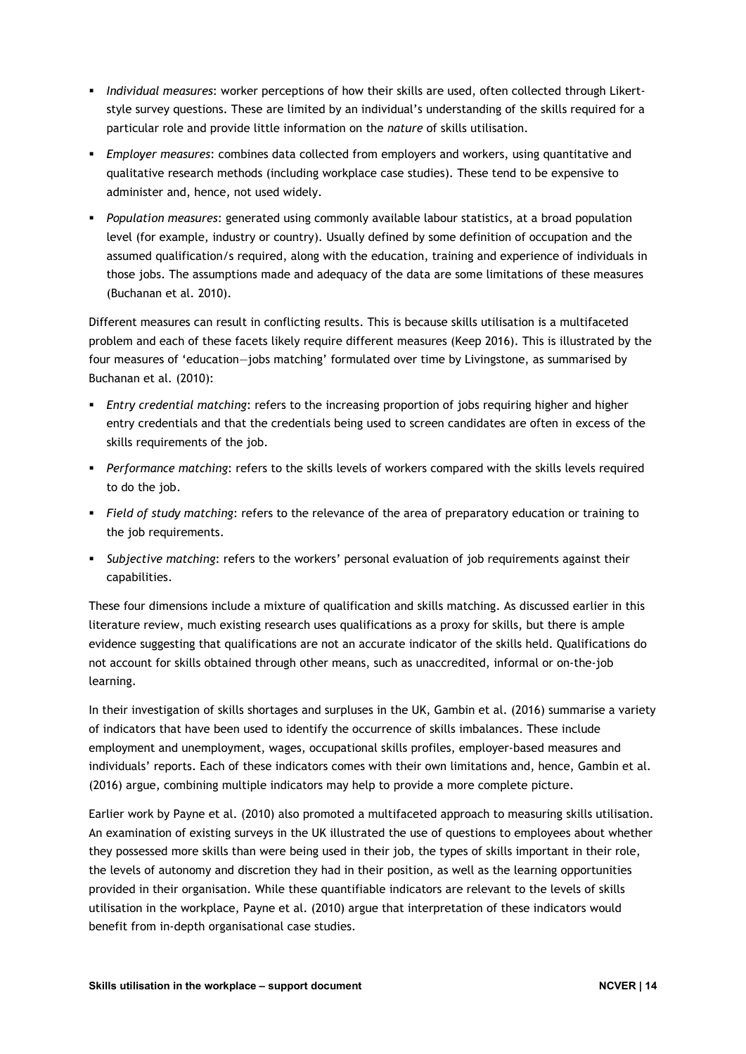- *Individual measures*: worker perceptions of how their skills are used, often collected through Likert-style survey questions. These are limited by an individual's understanding of the skills required for a particular role and provide little information on the *nature* of skills utilisation.
- *Employer measures*: combines data collected from employers and workers, using quantitative and qualitative research methods (including workplace case studies). These tend to be expensive to administer and, hence, not used widely.
- *Population measures*: generated using commonly available labour statistics, at a broad population level (for example, industry or country). Usually defined by some definition of occupation and the assumed qualification/s required, along with the education, training and experience of individuals in those jobs. The assumptions made and adequacy of the data are some limitations of these measures (Buchanan et al. 2010).

Different measures can result in conflicting results. This is because skills utilisation is a multifaceted problem and each of these facets likely require different measures (Keep 2016). This is illustrated by the four measures of 'education—jobs matching' formulated over time by Livingstone, as summarised by Buchanan et al. (2010):

- *Entry credential matching*: refers to the increasing proportion of jobs requiring higher and higher entry credentials and that the credentials being used to screen candidates are often in excess of the skills requirements of the job.
- *Performance matching*: refers to the skills levels of workers compared with the skills levels required to do the job.
- *Field of study matching*: refers to the relevance of the area of preparatory education or training to the job requirements.
- *Subjective matching*: refers to the workers' personal evaluation of job requirements against their capabilities.

These four dimensions include a mixture of qualification and skills matching. As discussed earlier in this literature review, much existing research uses qualifications as a proxy for skills, but there is ample evidence suggesting that qualifications are not an accurate indicator of the skills held. Qualifications do not account for skills obtained through other means, such as unaccredited, informal or on-the-job learning.

In their investigation of skills shortages and surpluses in the UK, Gambin et al. (2016) summarise a variety of indicators that have been used to identify the occurrence of skills imbalances. These include employment and unemployment, wages, occupational skills profiles, employer-based measures and individuals' reports. Each of these indicators comes with their own limitations and, hence, Gambin et al. (2016) argue, combining multiple indicators may help to provide a more complete picture.

Earlier work by Payne et al. (2010) also promoted a multifaceted approach to measuring skills utilisation. An examination of existing surveys in the UK illustrated the use of questions to employees about whether they possessed more skills than were being used in their job, the types of skills important in their role, the levels of autonomy and discretion they had in their position, as well as the learning opportunities provided in their organisation. While these quantifiable indicators are relevant to the levels of skills utilisation in the workplace, Payne et al. (2010) argue that interpretation of these indicators would benefit from in-depth organisational case studies.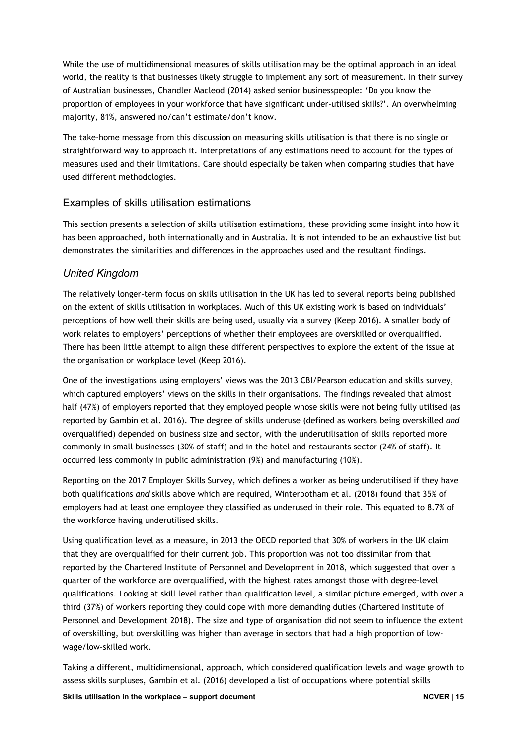While the use of multidimensional measures of skills utilisation may be the optimal approach in an ideal world, the reality is that businesses likely struggle to implement any sort of measurement. In their survey of Australian businesses, Chandler Macleod (2014) asked senior businesspeople: 'Do you know the proportion of employees in your workforce that have significant under-utilised skills?'. An overwhelming majority, 81%, answered no/can't estimate/don't know.

The take-home message from this discussion on measuring skills utilisation is that there is no single or straightforward way to approach it. Interpretations of any estimations need to account for the types of measures used and their limitations. Care should especially be taken when comparing studies that have used different methodologies.

## Examples of skills utilisation estimations

This section presents a selection of skills utilisation estimations, these providing some insight into how it has been approached, both internationally and in Australia. It is not intended to be an exhaustive list but demonstrates the similarities and differences in the approaches used and the resultant findings.

### *United Kingdom*

The relatively longer-term focus on skills utilisation in the UK has led to several reports being published on the extent of skills utilisation in workplaces. Much of this UK existing work is based on individuals' perceptions of how well their skills are being used, usually via a survey (Keep 2016). A smaller body of work relates to employers' perceptions of whether their employees are overskilled or overqualified. There has been little attempt to align these different perspectives to explore the extent of the issue at the organisation or workplace level (Keep 2016).

One of the investigations using employers' views was the 2013 CBI/Pearson education and skills survey, which captured employers' views on the skills in their organisations. The findings revealed that almost half (47%) of employers reported that they employed people whose skills were not being fully utilised (as reported by Gambin et al. 2016). The degree of skills underuse (defined as workers being overskilled *and* overqualified) depended on business size and sector, with the underutilisation of skills reported more commonly in small businesses (30% of staff) and in the hotel and restaurants sector (24% of staff). It occurred less commonly in public administration (9%) and manufacturing (10%).

Reporting on the 2017 Employer Skills Survey, which defines a worker as being underutilised if they have both qualifications *and* skills above which are required, Winterbotham et al. (2018) found that 35% of employers had at least one employee they classified as underused in their role. This equated to 8.7% of the workforce having underutilised skills.

Using qualification level as a measure, in 2013 the OECD reported that 30% of workers in the UK claim that they are overqualified for their current job. This proportion was not too dissimilar from that reported by the Chartered Institute of Personnel and Development in 2018, which suggested that over a quarter of the workforce are overqualified, with the highest rates amongst those with degree-level qualifications. Looking at skill level rather than qualification level, a similar picture emerged, with over a third (37%) of workers reporting they could cope with more demanding duties (Chartered Institute of Personnel and Development 2018). The size and type of organisation did not seem to influence the extent of overskilling, but overskilling was higher than average in sectors that had a high proportion of low-wage/low-skilled work.

Taking a different, multidimensional, approach, which considered qualification levels and wage growth to assess skills surpluses, Gambin et al. (2016) developed a list of occupations where potential skills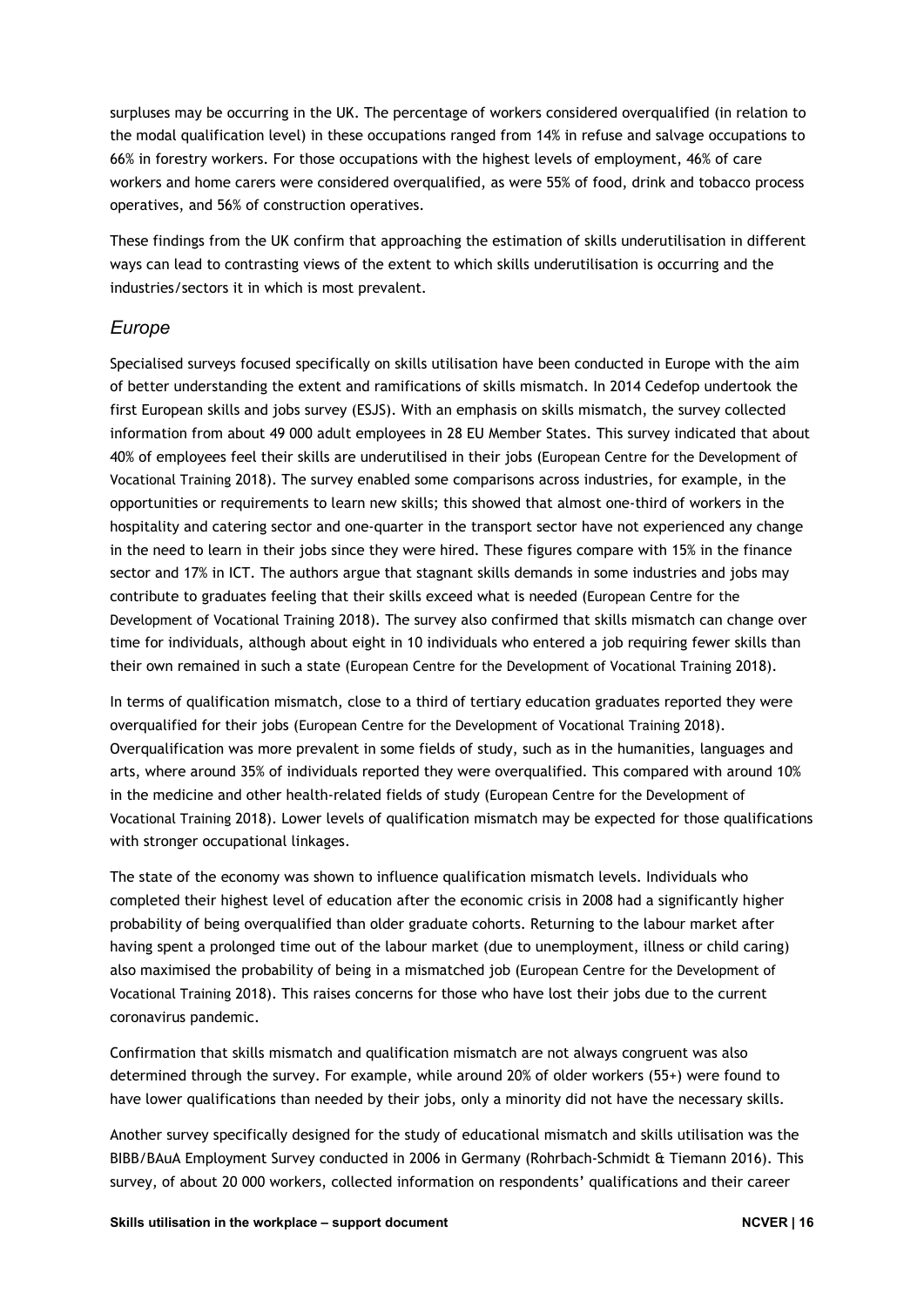surpluses may be occurring in the UK. The percentage of workers considered overqualified (in relation to the modal qualification level) in these occupations ranged from 14% in refuse and salvage occupations to 66% in forestry workers. For those occupations with the highest levels of employment, 46% of care workers and home carers were considered overqualified, as were 55% of food, drink and tobacco process operatives, and 56% of construction operatives.

These findings from the UK confirm that approaching the estimation of skills underutilisation in different ways can lead to contrasting views of the extent to which skills underutilisation is occurring and the industries/sectors it in which is most prevalent.

## *Europe*

Specialised surveys focused specifically on skills utilisation have been conducted in Europe with the aim of better understanding the extent and ramifications of skills mismatch. In 2014 Cedefop undertook the first European skills and jobs survey (ESJS). With an emphasis on skills mismatch, the survey collected information from about 49 000 adult employees in 28 EU Member States. This survey indicated that about 40% of employees feel their skills are underutilised in their jobs (European Centre for the Development of Vocational Training 2018). The survey enabled some comparisons across industries, for example, in the opportunities or requirements to learn new skills; this showed that almost one-third of workers in the hospitality and catering sector and one-quarter in the transport sector have not experienced any change in the need to learn in their jobs since they were hired. These figures compare with 15% in the finance sector and 17% in ICT. The authors argue that stagnant skills demands in some industries and jobs may contribute to graduates feeling that their skills exceed what is needed (European Centre for the Development of Vocational Training 2018). The survey also confirmed that skills mismatch can change over time for individuals, although about eight in 10 individuals who entered a job requiring fewer skills than their own remained in such a state (European Centre for the Development of Vocational Training 2018).

In terms of qualification mismatch, close to a third of tertiary education graduates reported they were overqualified for their jobs (European Centre for the Development of Vocational Training 2018). Overqualification was more prevalent in some fields of study, such as in the humanities, languages and arts, where around 35% of individuals reported they were overqualified. This compared with around 10% in the medicine and other health-related fields of study (European Centre for the Development of Vocational Training 2018). Lower levels of qualification mismatch may be expected for those qualifications with stronger occupational linkages.

The state of the economy was shown to influence qualification mismatch levels. Individuals who completed their highest level of education after the economic crisis in 2008 had a significantly higher probability of being overqualified than older graduate cohorts. Returning to the labour market after having spent a prolonged time out of the labour market (due to unemployment, illness or child caring) also maximised the probability of being in a mismatched job (European Centre for the Development of Vocational Training 2018). This raises concerns for those who have lost their jobs due to the current coronavirus pandemic.

Confirmation that skills mismatch and qualification mismatch are not always congruent was also determined through the survey. For example, while around 20% of older workers (55+) were found to have lower qualifications than needed by their jobs, only a minority did not have the necessary skills.

Another survey specifically designed for the study of educational mismatch and skills utilisation was the BIBB/BAuA Employment Survey conducted in 2006 in Germany (Rohrbach-Schmidt & Tiemann 2016). This survey, of about 20 000 workers, collected information on respondents' qualifications and their career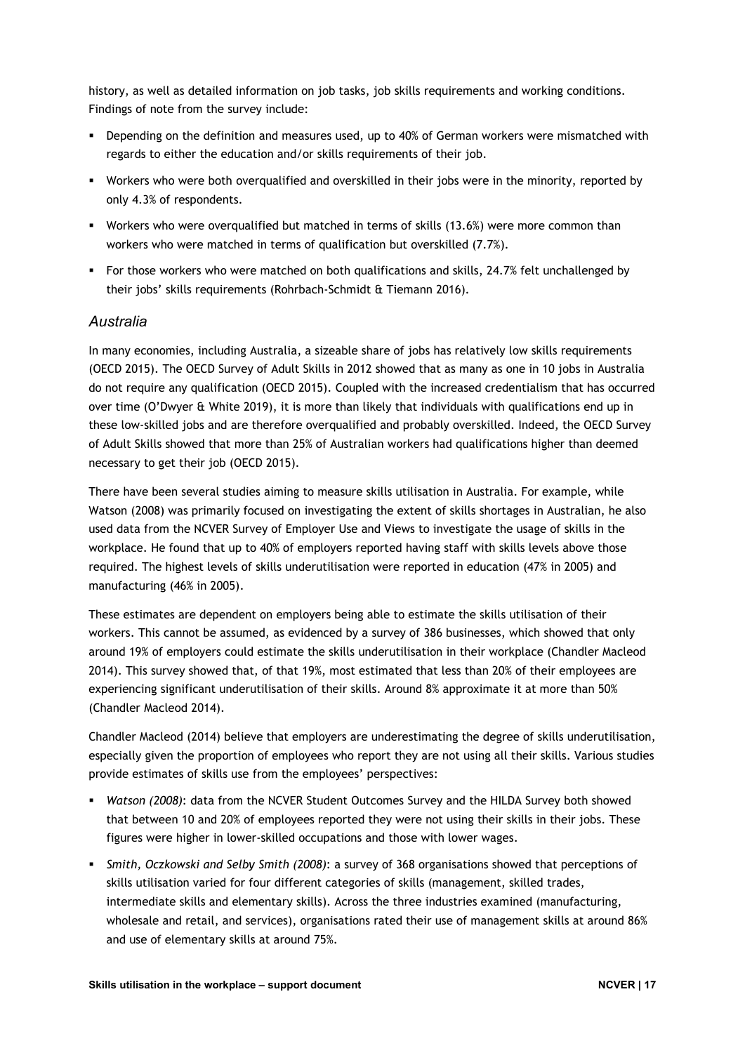history, as well as detailed information on job tasks, job skills requirements and working conditions. Findings of note from the survey include:

- Depending on the definition and measures used, up to 40% of German workers were mismatched with regards to either the education and/or skills requirements of their job.
- Workers who were both overqualified and overskilled in their jobs were in the minority, reported by only 4.3% of respondents.
- Workers who were overqualified but matched in terms of skills (13.6%) were more common than workers who were matched in terms of qualification but overskilled (7.7%).
- For those workers who were matched on both qualifications and skills, 24.7% felt unchallenged by their jobs' skills requirements (Rohrbach-Schmidt & Tiemann 2016).

### *Australia*

In many economies, including Australia, a sizeable share of jobs has relatively low skills requirements (OECD 2015). The OECD Survey of Adult Skills in 2012 showed that as many as one in 10 jobs in Australia do not require any qualification (OECD 2015). Coupled with the increased credentialism that has occurred over time (O'Dwyer & White 2019), it is more than likely that individuals with qualifications end up in these low-skilled jobs and are therefore overqualified and probably overskilled. Indeed, the OECD Survey of Adult Skills showed that more than 25% of Australian workers had qualifications higher than deemed necessary to get their job (OECD 2015).

There have been several studies aiming to measure skills utilisation in Australia. For example, while Watson (2008) was primarily focused on investigating the extent of skills shortages in Australian, he also used data from the NCVER Survey of Employer Use and Views to investigate the usage of skills in the workplace. He found that up to 40% of employers reported having staff with skills levels above those required. The highest levels of skills underutilisation were reported in education (47% in 2005) and manufacturing (46% in 2005).

These estimates are dependent on employers being able to estimate the skills utilisation of their workers. This cannot be assumed, as evidenced by a survey of 386 businesses, which showed that only around 19% of employers could estimate the skills underutilisation in their workplace (Chandler Macleod 2014). This survey showed that, of that 19%, most estimated that less than 20% of their employees are experiencing significant underutilisation of their skills. Around 8% approximate it at more than 50% (Chandler Macleod 2014).

Chandler Macleod (2014) believe that employers are underestimating the degree of skills underutilisation, especially given the proportion of employees who report they are not using all their skills. Various studies provide estimates of skills use from the employees' perspectives:

- *Watson (2008)*: data from the NCVER Student Outcomes Survey and the HILDA Survey both showed that between 10 and 20% of employees reported they were not using their skills in their jobs. These figures were higher in lower-skilled occupations and those with lower wages.
- *Smith, Oczkowski and Selby Smith (2008)*: a survey of 368 organisations showed that perceptions of skills utilisation varied for four different categories of skills (management, skilled trades, intermediate skills and elementary skills). Across the three industries examined (manufacturing, wholesale and retail, and services), organisations rated their use of management skills at around 86% and use of elementary skills at around 75%.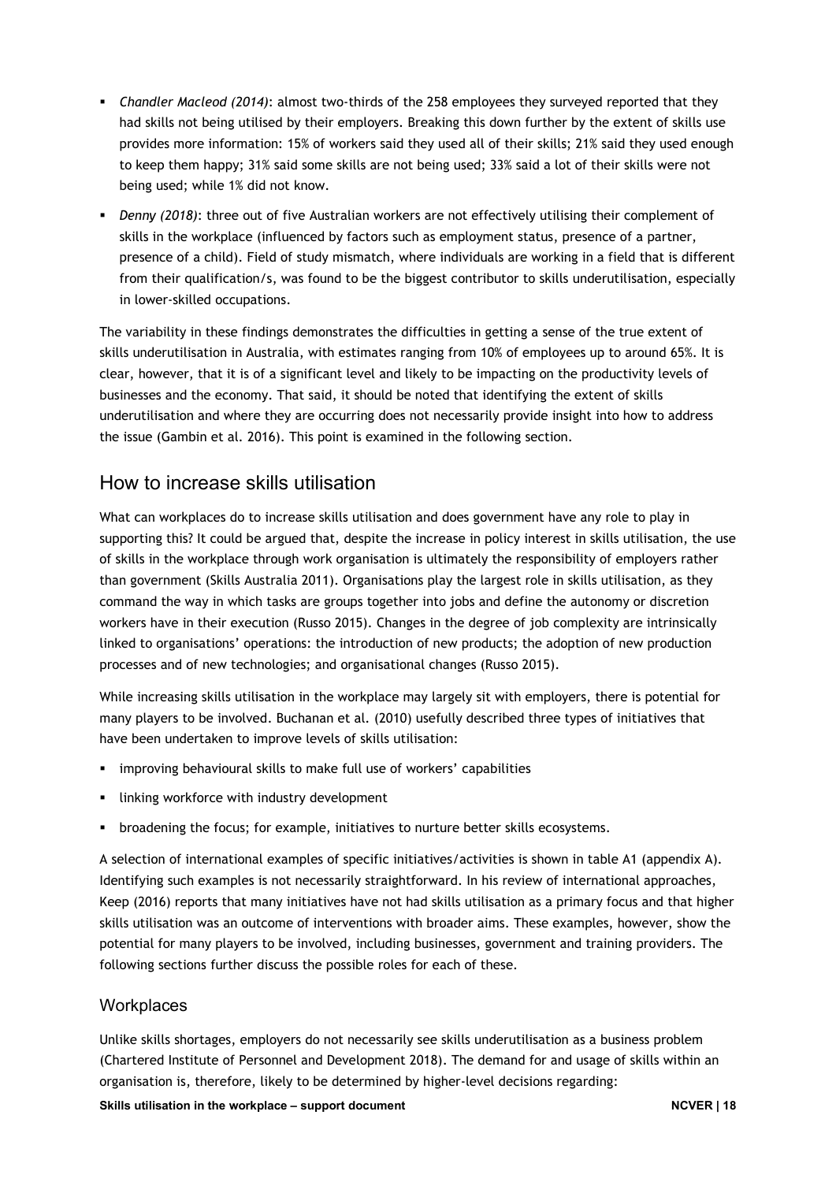- *Chandler Macleod (2014)*: almost two-thirds of the 258 employees they surveyed reported that they had skills not being utilised by their employers. Breaking this down further by the extent of skills use provides more information: 15% of workers said they used all of their skills; 21% said they used enough to keep them happy; 31% said some skills are not being used; 33% said a lot of their skills were not being used; while 1% did not know.
- *Denny (2018)*: three out of five Australian workers are not effectively utilising their complement of skills in the workplace (influenced by factors such as employment status, presence of a partner, presence of a child). Field of study mismatch, where individuals are working in a field that is different from their qualification/s, was found to be the biggest contributor to skills underutilisation, especially in lower-skilled occupations.

The variability in these findings demonstrates the difficulties in getting a sense of the true extent of skills underutilisation in Australia, with estimates ranging from 10% of employees up to around 65%. It is clear, however, that it is of a significant level and likely to be impacting on the productivity levels of businesses and the economy. That said, it should be noted that identifying the extent of skills underutilisation and where they are occurring does not necessarily provide insight into how to address the issue (Gambin et al. 2016). This point is examined in the following section.

## How to increase skills utilisation

What can workplaces do to increase skills utilisation and does government have any role to play in supporting this? It could be argued that, despite the increase in policy interest in skills utilisation, the use of skills in the workplace through work organisation is ultimately the responsibility of employers rather than government (Skills Australia 2011). Organisations play the largest role in skills utilisation, as they command the way in which tasks are groups together into jobs and define the autonomy or discretion workers have in their execution (Russo 2015). Changes in the degree of job complexity are intrinsically linked to organisations' operations: the introduction of new products; the adoption of new production processes and of new technologies; and organisational changes (Russo 2015).

While increasing skills utilisation in the workplace may largely sit with employers, there is potential for many players to be involved. Buchanan et al. (2010) usefully described three types of initiatives that have been undertaken to improve levels of skills utilisation:

- improving behavioural skills to make full use of workers' capabilities
- linking workforce with industry development
- broadening the focus; for example, initiatives to nurture better skills ecosystems.

A selection of international examples of specific initiatives/activities is shown in table A1 (appendix A). Identifying such examples is not necessarily straightforward. In his review of international approaches, Keep (2016) reports that many initiatives have not had skills utilisation as a primary focus and that higher skills utilisation was an outcome of interventions with broader aims. These examples, however, show the potential for many players to be involved, including businesses, government and training providers. The following sections further discuss the possible roles for each of these.

### Workplaces

Unlike skills shortages, employers do not necessarily see skills underutilisation as a business problem (Chartered Institute of Personnel and Development 2018). The demand for and usage of skills within an organisation is, therefore, likely to be determined by higher-level decisions regarding: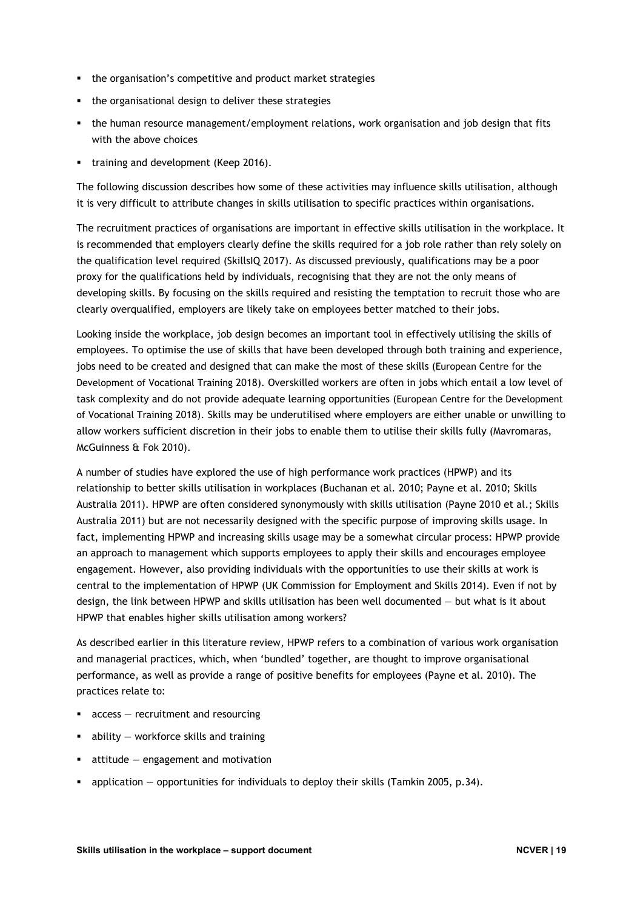- the organisation's competitive and product market strategies
- the organisational design to deliver these strategies
- the human resource management/employment relations, work organisation and job design that fits with the above choices
- training and development (Keep 2016).

The following discussion describes how some of these activities may influence skills utilisation, although it is very difficult to attribute changes in skills utilisation to specific practices within organisations.

The recruitment practices of organisations are important in effective skills utilisation in the workplace. It is recommended that employers clearly define the skills required for a job role rather than rely solely on the qualification level required (SkillsIQ 2017). As discussed previously, qualifications may be a poor proxy for the qualifications held by individuals, recognising that they are not the only means of developing skills. By focusing on the skills required and resisting the temptation to recruit those who are clearly overqualified, employers are likely take on employees better matched to their jobs.

Looking inside the workplace, job design becomes an important tool in effectively utilising the skills of employees. To optimise the use of skills that have been developed through both training and experience, jobs need to be created and designed that can make the most of these skills (European Centre for the Development of Vocational Training 2018). Overskilled workers are often in jobs which entail a low level of task complexity and do not provide adequate learning opportunities (European Centre for the Development of Vocational Training 2018). Skills may be underutilised where employers are either unable or unwilling to allow workers sufficient discretion in their jobs to enable them to utilise their skills fully (Mavromaras, McGuinness & Fok 2010).

A number of studies have explored the use of high performance work practices (HPWP) and its relationship to better skills utilisation in workplaces (Buchanan et al. 2010; Payne et al. 2010; Skills Australia 2011). HPWP are often considered synonymously with skills utilisation (Payne 2010 et al.; Skills Australia 2011) but are not necessarily designed with the specific purpose of improving skills usage. In fact, implementing HPWP and increasing skills usage may be a somewhat circular process: HPWP provide an approach to management which supports employees to apply their skills and encourages employee engagement. However, also providing individuals with the opportunities to use their skills at work is central to the implementation of HPWP (UK Commission for Employment and Skills 2014). Even if not by design, the link between HPWP and skills utilisation has been well documented — but what is it about HPWP that enables higher skills utilisation among workers?

As described earlier in this literature review, HPWP refers to a combination of various work organisation and managerial practices, which, when 'bundled' together, are thought to improve organisational performance, as well as provide a range of positive benefits for employees (Payne et al. 2010). The practices relate to:

- access — recruitment and resourcing
- ability — workforce skills and training
- attitude — engagement and motivation
- application — opportunities for individuals to deploy their skills (Tamkin 2005, p.34).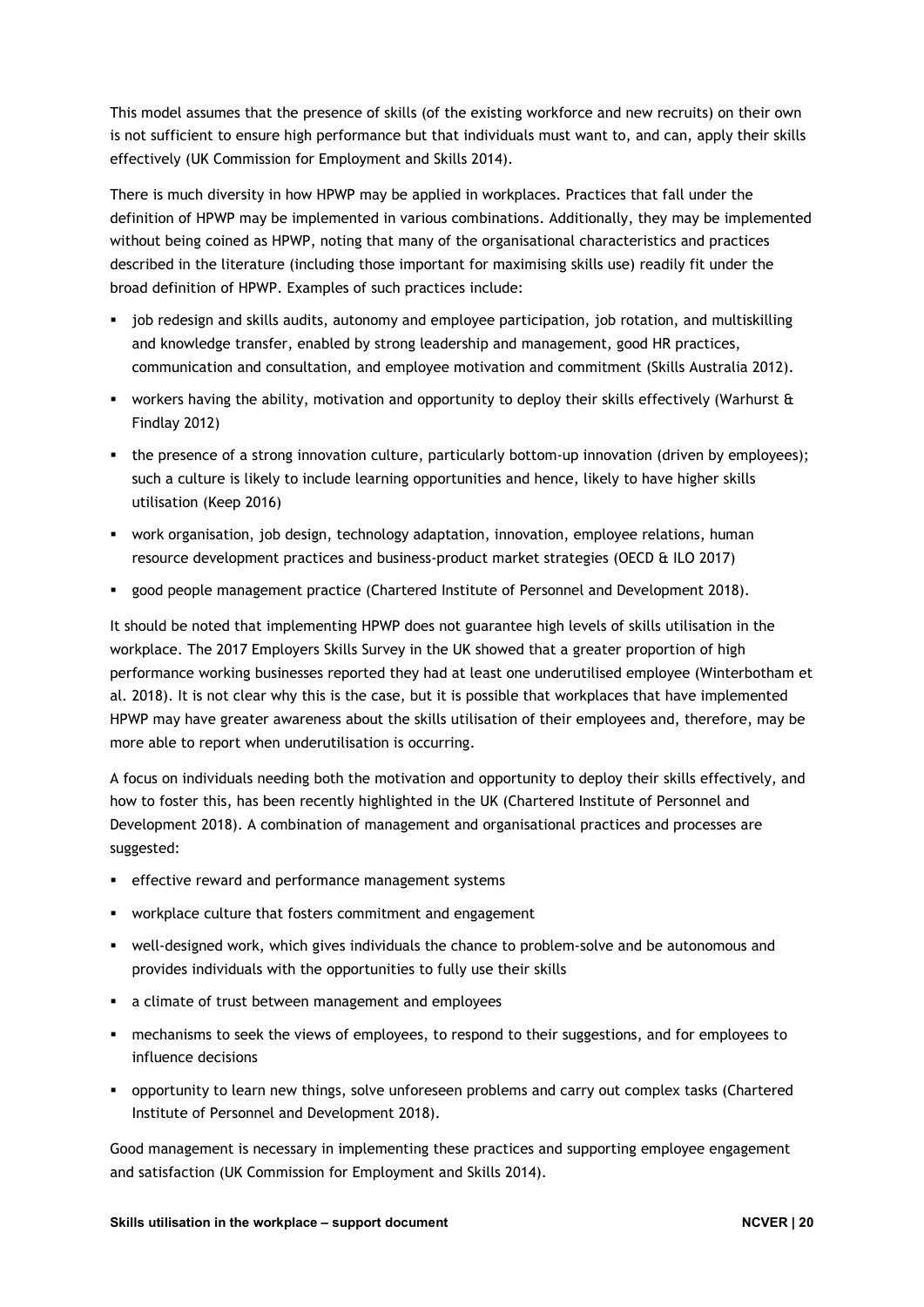This model assumes that the presence of skills (of the existing workforce and new recruits) on their own is not sufficient to ensure high performance but that individuals must want to, and can, apply their skills effectively (UK Commission for Employment and Skills 2014).

There is much diversity in how HPWP may be applied in workplaces. Practices that fall under the definition of HPWP may be implemented in various combinations. Additionally, they may be implemented without being coined as HPWP, noting that many of the organisational characteristics and practices described in the literature (including those important for maximising skills use) readily fit under the broad definition of HPWP. Examples of such practices include:

- job redesign and skills audits, autonomy and employee participation, job rotation, and multiskilling and knowledge transfer, enabled by strong leadership and management, good HR practices, communication and consultation, and employee motivation and commitment (Skills Australia 2012).
- workers having the ability, motivation and opportunity to deploy their skills effectively (Warhurst & Findlay 2012)
- the presence of a strong innovation culture, particularly bottom-up innovation (driven by employees); such a culture is likely to include learning opportunities and hence, likely to have higher skills utilisation (Keep 2016)
- work organisation, job design, technology adaptation, innovation, employee relations, human resource development practices and business-product market strategies (OECD & ILO 2017)
- good people management practice (Chartered Institute of Personnel and Development 2018).

It should be noted that implementing HPWP does not guarantee high levels of skills utilisation in the workplace. The 2017 Employers Skills Survey in the UK showed that a greater proportion of high performance working businesses reported they had at least one underutilised employee (Winterbotham et al. 2018). It is not clear why this is the case, but it is possible that workplaces that have implemented HPWP may have greater awareness about the skills utilisation of their employees and, therefore, may be more able to report when underutilisation is occurring.

A focus on individuals needing both the motivation and opportunity to deploy their skills effectively, and how to foster this, has been recently highlighted in the UK (Chartered Institute of Personnel and Development 2018). A combination of management and organisational practices and processes are suggested:

- effective reward and performance management systems
- workplace culture that fosters commitment and engagement
- well-designed work, which gives individuals the chance to problem-solve and be autonomous and provides individuals with the opportunities to fully use their skills
- a climate of trust between management and employees
- mechanisms to seek the views of employees, to respond to their suggestions, and for employees to influence decisions
- opportunity to learn new things, solve unforeseen problems and carry out complex tasks (Chartered Institute of Personnel and Development 2018).

Good management is necessary in implementing these practices and supporting employee engagement and satisfaction (UK Commission for Employment and Skills 2014).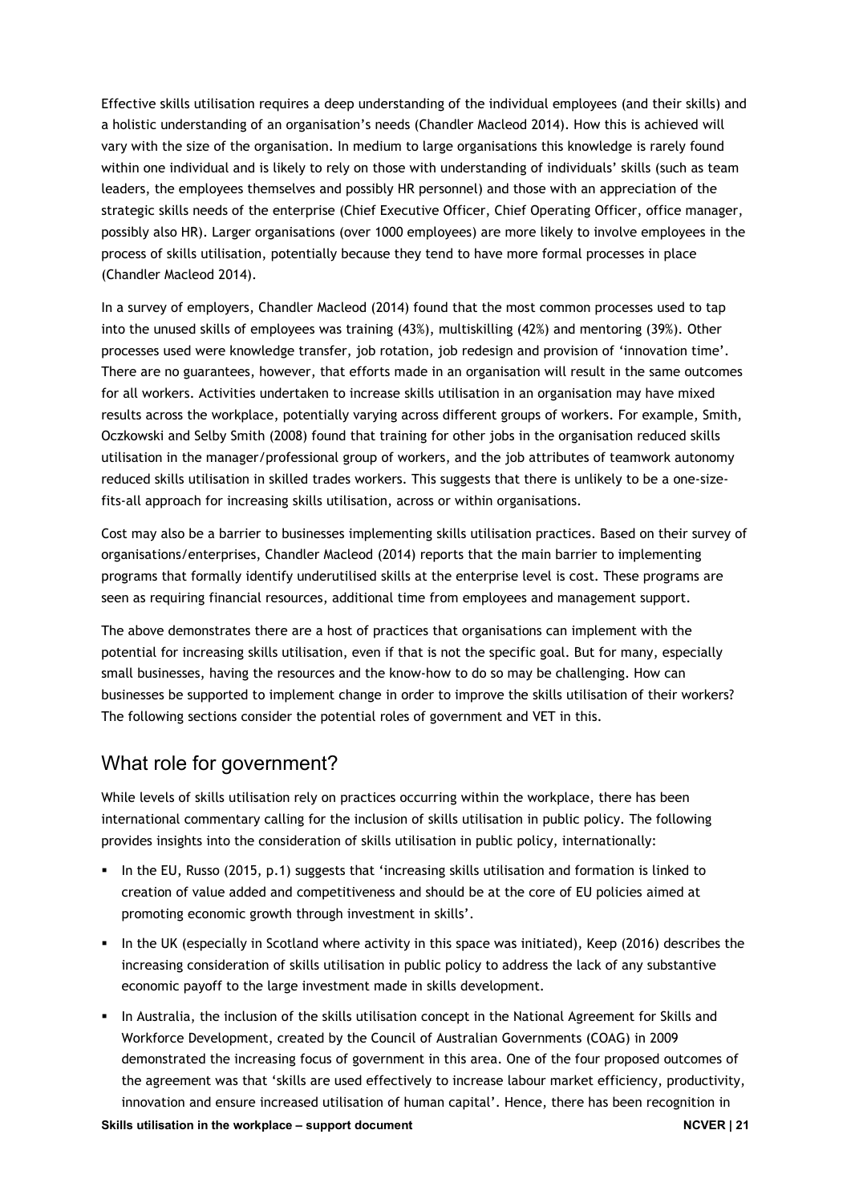Effective skills utilisation requires a deep understanding of the individual employees (and their skills) and a holistic understanding of an organisation's needs (Chandler Macleod 2014). How this is achieved will vary with the size of the organisation. In medium to large organisations this knowledge is rarely found within one individual and is likely to rely on those with understanding of individuals' skills (such as team leaders, the employees themselves and possibly HR personnel) and those with an appreciation of the strategic skills needs of the enterprise (Chief Executive Officer, Chief Operating Officer, office manager, possibly also HR). Larger organisations (over 1000 employees) are more likely to involve employees in the process of skills utilisation, potentially because they tend to have more formal processes in place (Chandler Macleod 2014).

In a survey of employers, Chandler Macleod (2014) found that the most common processes used to tap into the unused skills of employees was training (43%), multiskilling (42%) and mentoring (39%). Other processes used were knowledge transfer, job rotation, job redesign and provision of 'innovation time'. There are no guarantees, however, that efforts made in an organisation will result in the same outcomes for all workers. Activities undertaken to increase skills utilisation in an organisation may have mixed results across the workplace, potentially varying across different groups of workers. For example, Smith, Oczkowski and Selby Smith (2008) found that training for other jobs in the organisation reduced skills utilisation in the manager/professional group of workers, and the job attributes of teamwork autonomy reduced skills utilisation in skilled trades workers. This suggests that there is unlikely to be a one-size-fits-all approach for increasing skills utilisation, across or within organisations.

Cost may also be a barrier to businesses implementing skills utilisation practices. Based on their survey of organisations/enterprises, Chandler Macleod (2014) reports that the main barrier to implementing programs that formally identify underutilised skills at the enterprise level is cost. These programs are seen as requiring financial resources, additional time from employees and management support.

The above demonstrates there are a host of practices that organisations can implement with the potential for increasing skills utilisation, even if that is not the specific goal. But for many, especially small businesses, having the resources and the know-how to do so may be challenging. How can businesses be supported to implement change in order to improve the skills utilisation of their workers? The following sections consider the potential roles of government and VET in this.

## What role for government?

While levels of skills utilisation rely on practices occurring within the workplace, there has been international commentary calling for the inclusion of skills utilisation in public policy. The following provides insights into the consideration of skills utilisation in public policy, internationally:

- In the EU, Russo (2015, p.1) suggests that 'increasing skills utilisation and formation is linked to creation of value added and competitiveness and should be at the core of EU policies aimed at promoting economic growth through investment in skills'.
- In the UK (especially in Scotland where activity in this space was initiated), Keep (2016) describes the increasing consideration of skills utilisation in public policy to address the lack of any substantive economic payoff to the large investment made in skills development.
- In Australia, the inclusion of the skills utilisation concept in the National Agreement for Skills and Workforce Development, created by the Council of Australian Governments (COAG) in 2009 demonstrated the increasing focus of government in this area. One of the four proposed outcomes of the agreement was that 'skills are used effectively to increase labour market efficiency, productivity, innovation and ensure increased utilisation of human capital'. Hence, there has been recognition in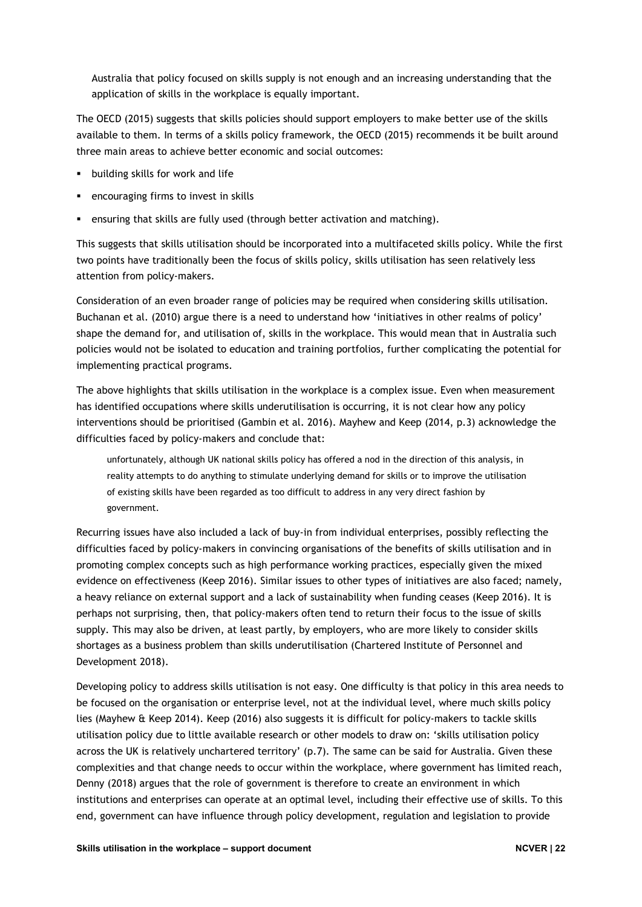Australia that policy focused on skills supply is not enough and an increasing understanding that the application of skills in the workplace is equally important.

The OECD (2015) suggests that skills policies should support employers to make better use of the skills available to them. In terms of a skills policy framework, the OECD (2015) recommends it be built around three main areas to achieve better economic and social outcomes:

- building skills for work and life
- encouraging firms to invest in skills
- ensuring that skills are fully used (through better activation and matching).

This suggests that skills utilisation should be incorporated into a multifaceted skills policy. While the first two points have traditionally been the focus of skills policy, skills utilisation has seen relatively less attention from policy-makers.

Consideration of an even broader range of policies may be required when considering skills utilisation. Buchanan et al. (2010) argue there is a need to understand how 'initiatives in other realms of policy' shape the demand for, and utilisation of, skills in the workplace. This would mean that in Australia such policies would not be isolated to education and training portfolios, further complicating the potential for implementing practical programs.

The above highlights that skills utilisation in the workplace is a complex issue. Even when measurement has identified occupations where skills underutilisation is occurring, it is not clear how any policy interventions should be prioritised (Gambin et al. 2016). Mayhew and Keep (2014, p.3) acknowledge the difficulties faced by policy-makers and conclude that:

> unfortunately, although UK national skills policy has offered a nod in the direction of this analysis, in reality attempts to do anything to stimulate underlying demand for skills or to improve the utilisation of existing skills have been regarded as too difficult to address in any very direct fashion by government.

Recurring issues have also included a lack of buy-in from individual enterprises, possibly reflecting the difficulties faced by policy-makers in convincing organisations of the benefits of skills utilisation and in promoting complex concepts such as high performance working practices, especially given the mixed evidence on effectiveness (Keep 2016). Similar issues to other types of initiatives are also faced; namely, a heavy reliance on external support and a lack of sustainability when funding ceases (Keep 2016). It is perhaps not surprising, then, that policy-makers often tend to return their focus to the issue of skills supply. This may also be driven, at least partly, by employers, who are more likely to consider skills shortages as a business problem than skills underutilisation (Chartered Institute of Personnel and Development 2018).

Developing policy to address skills utilisation is not easy. One difficulty is that policy in this area needs to be focused on the organisation or enterprise level, not at the individual level, where much skills policy lies (Mayhew & Keep 2014). Keep (2016) also suggests it is difficult for policy-makers to tackle skills utilisation policy due to little available research or other models to draw on: 'skills utilisation policy across the UK is relatively unchartered territory' (p.7). The same can be said for Australia. Given these complexities and that change needs to occur within the workplace, where government has limited reach, Denny (2018) argues that the role of government is therefore to create an environment in which institutions and enterprises can operate at an optimal level, including their effective use of skills. To this end, government can have influence through policy development, regulation and legislation to provide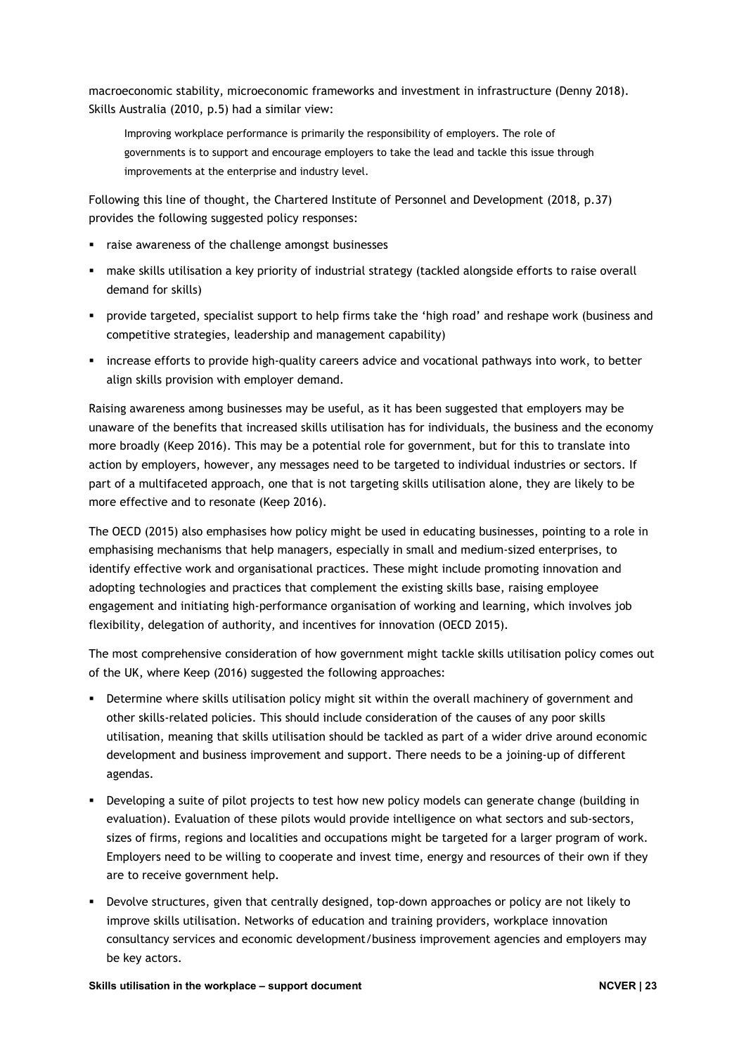macroeconomic stability, microeconomic frameworks and investment in infrastructure (Denny 2018). Skills Australia (2010, p.5) had a similar view:

> Improving workplace performance is primarily the responsibility of employers. The role of governments is to support and encourage employers to take the lead and tackle this issue through improvements at the enterprise and industry level.

Following this line of thought, the Chartered Institute of Personnel and Development (2018, p.37) provides the following suggested policy responses:

- raise awareness of the challenge amongst businesses
- make skills utilisation a key priority of industrial strategy (tackled alongside efforts to raise overall demand for skills)
- provide targeted, specialist support to help firms take the 'high road' and reshape work (business and competitive strategies, leadership and management capability)
- increase efforts to provide high-quality careers advice and vocational pathways into work, to better align skills provision with employer demand.

Raising awareness among businesses may be useful, as it has been suggested that employers may be unaware of the benefits that increased skills utilisation has for individuals, the business and the economy more broadly (Keep 2016). This may be a potential role for government, but for this to translate into action by employers, however, any messages need to be targeted to individual industries or sectors. If part of a multifaceted approach, one that is not targeting skills utilisation alone, they are likely to be more effective and to resonate (Keep 2016).

The OECD (2015) also emphasises how policy might be used in educating businesses, pointing to a role in emphasising mechanisms that help managers, especially in small and medium-sized enterprises, to identify effective work and organisational practices. These might include promoting innovation and adopting technologies and practices that complement the existing skills base, raising employee engagement and initiating high-performance organisation of working and learning, which involves job flexibility, delegation of authority, and incentives for innovation (OECD 2015).

The most comprehensive consideration of how government might tackle skills utilisation policy comes out of the UK, where Keep (2016) suggested the following approaches:

- Determine where skills utilisation policy might sit within the overall machinery of government and other skills-related policies. This should include consideration of the causes of any poor skills utilisation, meaning that skills utilisation should be tackled as part of a wider drive around economic development and business improvement and support. There needs to be a joining-up of different agendas.
- Developing a suite of pilot projects to test how new policy models can generate change (building in evaluation). Evaluation of these pilots would provide intelligence on what sectors and sub-sectors, sizes of firms, regions and localities and occupations might be targeted for a larger program of work. Employers need to be willing to cooperate and invest time, energy and resources of their own if they are to receive government help.
- Devolve structures, given that centrally designed, top-down approaches or policy are not likely to improve skills utilisation. Networks of education and training providers, workplace innovation consultancy services and economic development/business improvement agencies and employers may be key actors.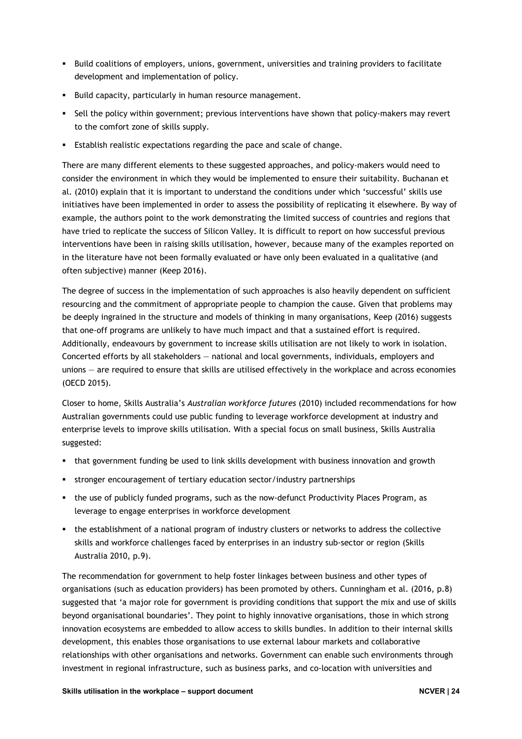- Build coalitions of employers, unions, government, universities and training providers to facilitate development and implementation of policy.
- Build capacity, particularly in human resource management.
- Sell the policy within government; previous interventions have shown that policy-makers may revert to the comfort zone of skills supply.
- Establish realistic expectations regarding the pace and scale of change.

There are many different elements to these suggested approaches, and policy-makers would need to consider the environment in which they would be implemented to ensure their suitability. Buchanan et al. (2010) explain that it is important to understand the conditions under which 'successful' skills use initiatives have been implemented in order to assess the possibility of replicating it elsewhere. By way of example, the authors point to the work demonstrating the limited success of countries and regions that have tried to replicate the success of Silicon Valley. It is difficult to report on how successful previous interventions have been in raising skills utilisation, however, because many of the examples reported on in the literature have not been formally evaluated or have only been evaluated in a qualitative (and often subjective) manner (Keep 2016).

The degree of success in the implementation of such approaches is also heavily dependent on sufficient resourcing and the commitment of appropriate people to champion the cause. Given that problems may be deeply ingrained in the structure and models of thinking in many organisations, Keep (2016) suggests that one-off programs are unlikely to have much impact and that a sustained effort is required. Additionally, endeavours by government to increase skills utilisation are not likely to work in isolation. Concerted efforts by all stakeholders — national and local governments, individuals, employers and unions — are required to ensure that skills are utilised effectively in the workplace and across economies (OECD 2015).

Closer to home, Skills Australia's *Australian workforce futures* (2010) included recommendations for how Australian governments could use public funding to leverage workforce development at industry and enterprise levels to improve skills utilisation. With a special focus on small business, Skills Australia suggested:

- that government funding be used to link skills development with business innovation and growth
- stronger encouragement of tertiary education sector/industry partnerships
- the use of publicly funded programs, such as the now-defunct Productivity Places Program, as leverage to engage enterprises in workforce development
- the establishment of a national program of industry clusters or networks to address the collective skills and workforce challenges faced by enterprises in an industry sub-sector or region (Skills Australia 2010, p.9).

The recommendation for government to help foster linkages between business and other types of organisations (such as education providers) has been promoted by others. Cunningham et al. (2016, p.8) suggested that 'a major role for government is providing conditions that support the mix and use of skills beyond organisational boundaries'. They point to highly innovative organisations, those in which strong innovation ecosystems are embedded to allow access to skills bundles. In addition to their internal skills development, this enables those organisations to use external labour markets and collaborative relationships with other organisations and networks. Government can enable such environments through investment in regional infrastructure, such as business parks, and co-location with universities and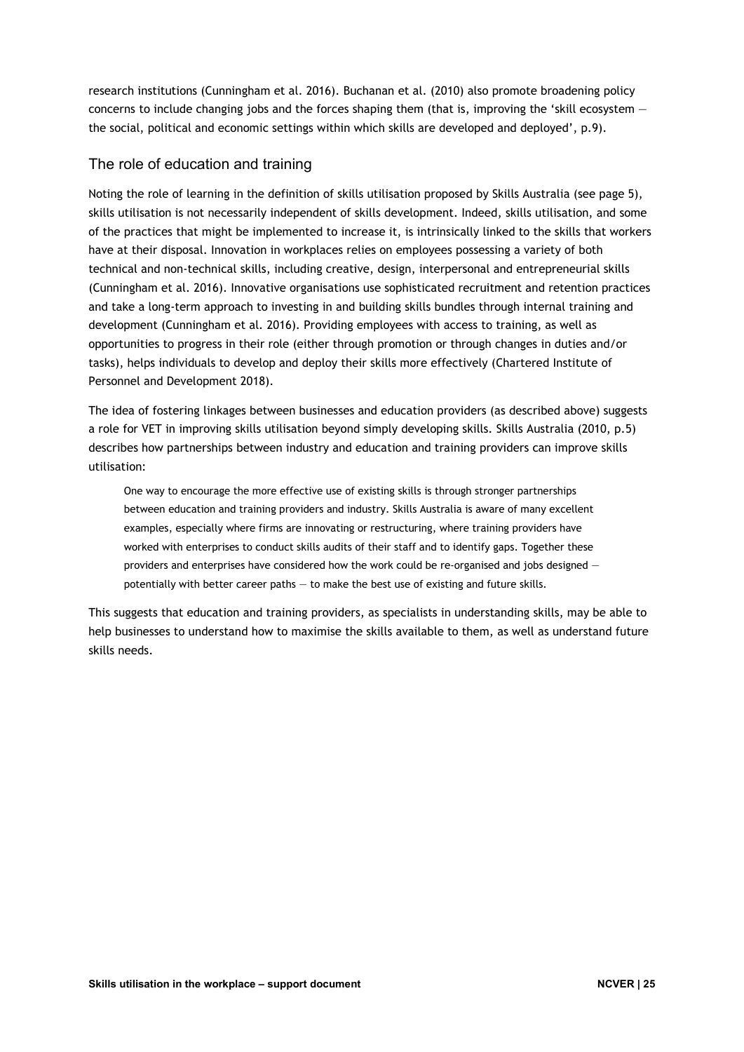research institutions (Cunningham et al. 2016). Buchanan et al. (2010) also promote broadening policy concerns to include changing jobs and the forces shaping them (that is, improving the 'skill ecosystem — the social, political and economic settings within which skills are developed and deployed', p.9).

## The role of education and training

Noting the role of learning in the definition of skills utilisation proposed by Skills Australia (see page 5), skills utilisation is not necessarily independent of skills development. Indeed, skills utilisation, and some of the practices that might be implemented to increase it, is intrinsically linked to the skills that workers have at their disposal. Innovation in workplaces relies on employees possessing a variety of both technical and non-technical skills, including creative, design, interpersonal and entrepreneurial skills (Cunningham et al. 2016). Innovative organisations use sophisticated recruitment and retention practices and take a long-term approach to investing in and building skills bundles through internal training and development (Cunningham et al. 2016). Providing employees with access to training, as well as opportunities to progress in their role (either through promotion or through changes in duties and/or tasks), helps individuals to develop and deploy their skills more effectively (Chartered Institute of Personnel and Development 2018).

The idea of fostering linkages between businesses and education providers (as described above) suggests a role for VET in improving skills utilisation beyond simply developing skills. Skills Australia (2010, p.5) describes how partnerships between industry and education and training providers can improve skills utilisation:

> One way to encourage the more effective use of existing skills is through stronger partnerships between education and training providers and industry. Skills Australia is aware of many excellent examples, especially where firms are innovating or restructuring, where training providers have worked with enterprises to conduct skills audits of their staff and to identify gaps. Together these providers and enterprises have considered how the work could be re-organised and jobs designed — potentially with better career paths — to make the best use of existing and future skills.

This suggests that education and training providers, as specialists in understanding skills, may be able to help businesses to understand how to maximise the skills available to them, as well as understand future skills needs.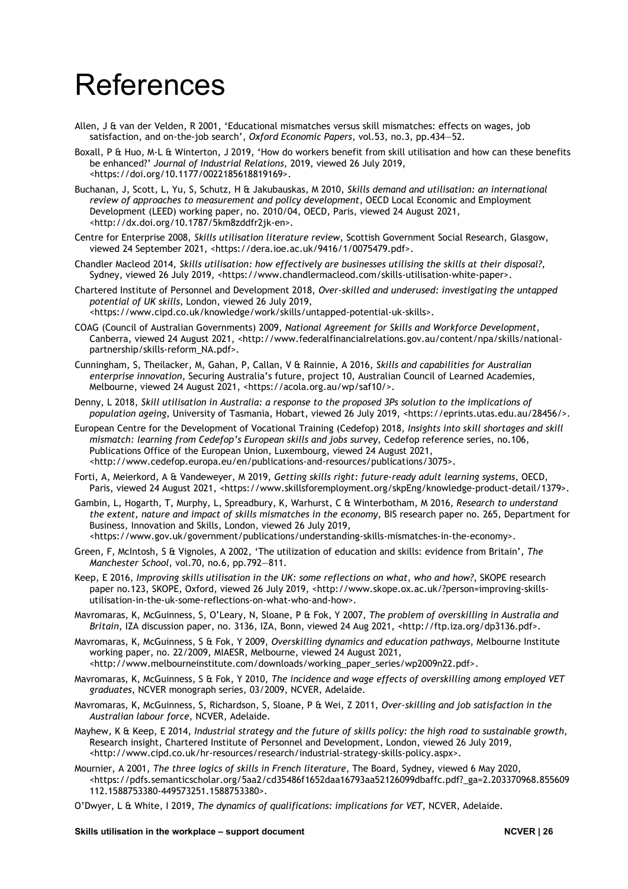# References

Allen, J & van der Velden, R 2001, 'Educational mismatches versus skill mismatches: effects on wages, job satisfaction, and on-the-job search', *Oxford Economic Papers*, vol.53, no.3, pp.434—52.

Boxall, P & Huo, M-L & Winterton, J 2019, 'How do workers benefit from skill utilisation and how can these benefits be enhanced?' *Journal of Industrial Relations*, 2019, viewed 26 July 2019, <https://doi.org/10.1177/0022185618819169>.

Buchanan, J, Scott, L, Yu, S, Schutz, H & Jakubauskas, M 2010, *Skills demand and utilisation: an international review of approaches to measurement and policy development*, OECD Local Economic and Employment Development (LEED) working paper, no. 2010/04, OECD, Paris, viewed 24 August 2021, <http://dx.doi.org/10.1787/5km8zddfr2jk-en>.

Centre for Enterprise 2008, *Skills utilisation literature review*, Scottish Government Social Research, Glasgow, viewed 24 September 2021, <https://dera.ioe.ac.uk/9416/1/0075479.pdf>.

Chandler Macleod 2014, *Skills utilisation: how effectively are businesses utilising the skills at their disposal?,* Sydney, viewed 26 July 2019, <https://www.chandlermacleod.com/skills-utilisation-white-paper>.

Chartered Institute of Personnel and Development 2018, *Over-skilled and underused: investigating the untapped potential of UK skills,* London, viewed 26 July 2019, <https://www.cipd.co.uk/knowledge/work/skills/untapped-potential-uk-skills>.

COAG (Council of Australian Governments) 2009, *National Agreement for Skills and Workforce Development*, Canberra, viewed 24 August 2021, <http://www.federalfinancialrelations.gov.au/content/npa/skills/national-partnership/skills-reform_NA.pdf>.

Cunningham, S, Theilacker, M, Gahan, P, Callan, V & Rainnie, A 2016, *Skills and capabilities for Australian enterprise innovation*, Securing Australia's future, project 10, Australian Council of Learned Academies, Melbourne, viewed 24 August 2021, <https://acola.org.au/wp/saf10/>.

Denny, L 2018, *Skill utilisation in Australia: a response to the proposed 3Ps solution to the implications of population ageing*, University of Tasmania, Hobart, viewed 26 July 2019, <https://eprints.utas.edu.au/28456/>.

European Centre for the Development of Vocational Training (Cedefop) 2018, *Insights into skill shortages and skill mismatch: learning from Cedefop's European skills and jobs survey*, Cedefop reference series, no.106, Publications Office of the European Union, Luxembourg, viewed 24 August 2021, <http://www.cedefop.europa.eu/en/publications-and-resources/publications/3075>.

Forti, A, Meierkord, A & Vandeweyer, M 2019, *Getting skills right: future-ready adult learning systems*, OECD, Paris, viewed 24 August 2021, <https://www.skillsforemployment.org/skpEng/knowledge-product-detail/1379>.

Gambin, L, Hogarth, T, Murphy, L, Spreadbury, K, Warhurst, C & Winterbotham, M 2016, *Research to understand the extent, nature and impact of skills mismatches in the economy*, BIS research paper no. 265, Department for Business, Innovation and Skills, London, viewed 26 July 2019, <https://www.gov.uk/government/publications/understanding-skills-mismatches-in-the-economy>.

Green, F, McIntosh, S & Vignoles, A 2002, 'The utilization of education and skills: evidence from Britain', *The Manchester School*, vol.70, no.6, pp.792—811.

Keep, E 2016, *Improving skills utilisation in the UK: some reflections on what, who and how?*, SKOPE research paper no.123, SKOPE, Oxford, viewed 26 July 2019, <http://www.skope.ox.ac.uk/?person=improving-skills-utilisation-in-the-uk-some-reflections-on-what-who-and-how>.

Mavromaras, K, McGuinness, S, O'Leary, N, Sloane, P & Fok, Y 2007, *The problem of overskilling in Australia and Britain*, IZA discussion paper, no. 3136, IZA, Bonn, viewed 24 Aug 2021, <http://ftp.iza.org/dp3136.pdf>.

Mavromaras, K, McGuinness, S & Fok, Y 2009, *Overskilling dynamics and education pathways*, Melbourne Institute working paper, no. 22/2009, MIAESR, Melbourne, viewed 24 August 2021, <http://www.melbourneinstitute.com/downloads/working_paper_series/wp2009n22.pdf>.

Mavromaras, K, McGuinness, S & Fok, Y 2010, *The incidence and wage effects of overskilling among employed VET graduates*, NCVER monograph series, 03/2009, NCVER, Adelaide.

Mavromaras, K, McGuinness, S, Richardson, S, Sloane, P & Wei, Z 2011, *Over-skilling and job satisfaction in the Australian labour force*, NCVER, Adelaide.

Mayhew, K & Keep, E 2014, *Industrial strategy and the future of skills policy: the high road to sustainable growth*, Research insight, Chartered Institute of Personnel and Development, London, viewed 26 July 2019, <http://www.cipd.co.uk/hr-resources/research/industrial-strategy-skills-policy.aspx>.

Mournier, A 2001, *The three logics of skills in French literature*, The Board, Sydney, viewed 6 May 2020, <https://pdfs.semanticscholar.org/5aa2/cd35486f1652daa16793aa52126099dbaffc.pdf?_ga=2.203370968.855609112.1588753380-449573251.1588753380>.

O'Dwyer, L & White, I 2019, *The dynamics of qualifications: implications for VET,* NCVER, Adelaide.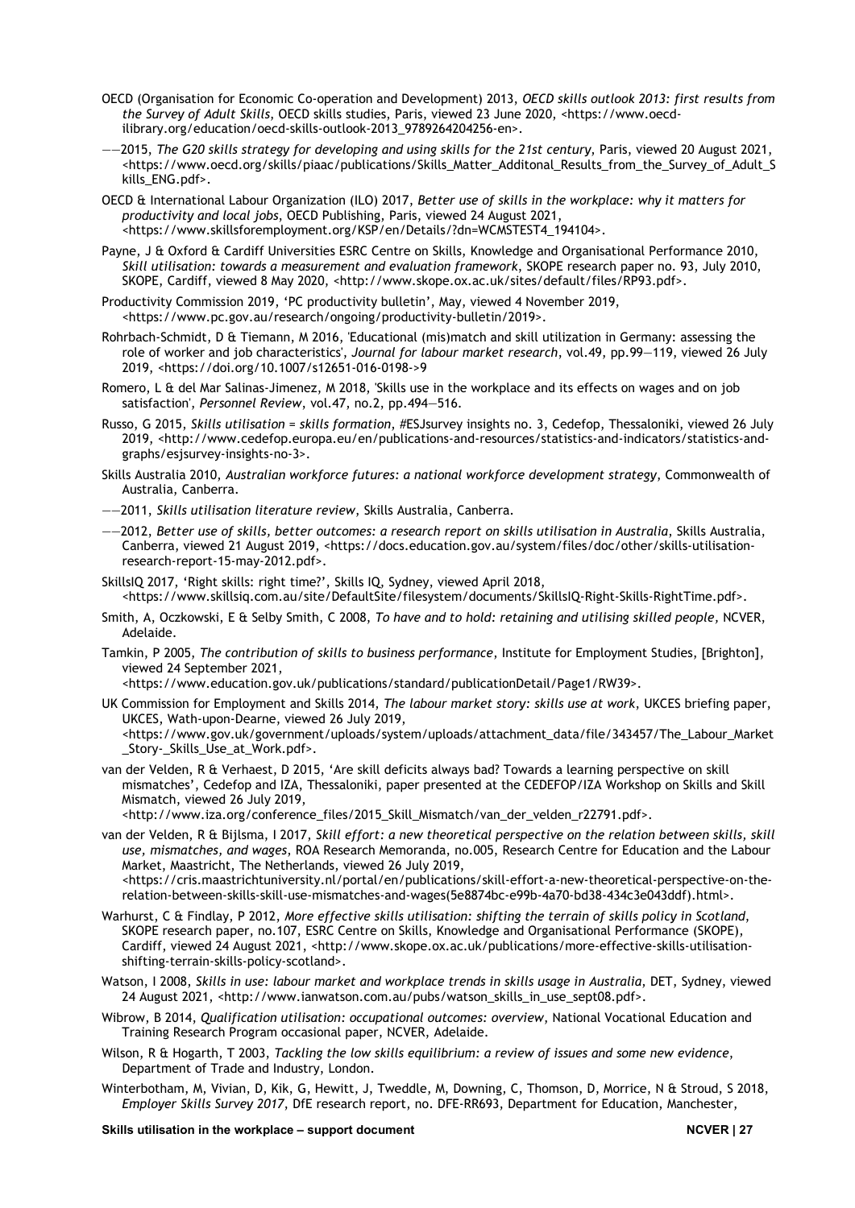OECD (Organisation for Economic Co-operation and Development) 2013, *OECD skills outlook 2013: first results from the Survey of Adult Skills*, OECD skills studies, Paris, viewed 23 June 2020, <https://www.oecd-ilibrary.org/education/oecd-skills-outlook-2013_9789264204256-en>.

——2015, *The G20 skills strategy for developing and using skills for the 21st century*, Paris, viewed 20 August 2021, <https://www.oecd.org/skills/piaac/publications/Skills_Matter_Additonal_Results_from_the_Survey_of_Adult_Skills_ENG.pdf>.

OECD & International Labour Organization (ILO) 2017, *Better use of skills in the workplace: why it matters for productivity and local jobs*, OECD Publishing, Paris, viewed 24 August 2021, <https://www.skillsforemployment.org/KSP/en/Details/?dn=WCMSTEST4_194104>.

Payne, J & Oxford & Cardiff Universities ESRC Centre on Skills, Knowledge and Organisational Performance 2010, *Skill utilisation: towards a measurement and evaluation framework*, SKOPE research paper no. 93, July 2010, SKOPE, Cardiff, viewed 8 May 2020, <http://www.skope.ox.ac.uk/sites/default/files/RP93.pdf>.

Productivity Commission 2019, 'PC productivity bulletin', May, viewed 4 November 2019, <https://www.pc.gov.au/research/ongoing/productivity-bulletin/2019>.

Rohrbach-Schmidt, D & Tiemann, M 2016, 'Educational (mis)match and skill utilization in Germany: assessing the role of worker and job characteristics', *Journal for labour market research*, vol.49, pp.99—119, viewed 26 July 2019, <https://doi.org/10.1007/s12651-016-0198->9

Romero, L & del Mar Salinas-Jimenez, M 2018, 'Skills use in the workplace and its effects on wages and on job satisfaction', *Personnel Review*, vol.47, no.2, pp.494—516.

Russo, G 2015, *Skills utilisation = skills formation*, #ESJsurvey insights no. 3, Cedefop, Thessaloniki, viewed 26 July 2019, <http://www.cedefop.europa.eu/en/publications-and-resources/statistics-and-indicators/statistics-and-graphs/esjsurvey-insights-no-3>.

Skills Australia 2010, *Australian workforce futures: a national workforce development strategy*, Commonwealth of Australia, Canberra.

——2011, *Skills utilisation literature review*, Skills Australia, Canberra.

——2012, *Better use of skills, better outcomes: a research report on skills utilisation in Australia*, Skills Australia, Canberra, viewed 21 August 2019, <https://docs.education.gov.au/system/files/doc/other/skills-utilisation-research-report-15-may-2012.pdf>.

SkillsIQ 2017, 'Right skills: right time?', Skills IQ, Sydney, viewed April 2018, <https://www.skillsiq.com.au/site/DefaultSite/filesystem/documents/SkillsIQ-Right-Skills-RightTime.pdf>.

Smith, A, Oczkowski, E & Selby Smith, C 2008, *To have and to hold: retaining and utilising skilled people*, NCVER, Adelaide.

Tamkin, P 2005, *The contribution of skills to business performance*, Institute for Employment Studies, [Brighton], viewed 24 September 2021, <https://www.education.gov.uk/publications/standard/publicationDetail/Page1/RW39>.

UK Commission for Employment and Skills 2014, *The labour market story: skills use at work*, UKCES briefing paper, UKCES, Wath-upon-Dearne, viewed 26 July 2019, <https://www.gov.uk/government/uploads/system/uploads/attachment_data/file/343457/The_Labour_Market_Story-_Skills_Use_at_Work.pdf>.

van der Velden, R & Verhaest, D 2015, 'Are skill deficits always bad? Towards a learning perspective on skill mismatches', Cedefop and IZA, Thessaloniki, paper presented at the CEDEFOP/IZA Workshop on Skills and Skill Mismatch, viewed 26 July 2019, <http://www.iza.org/conference_files/2015_Skill_Mismatch/van_der_velden_r22791.pdf>.

van der Velden, R & Bijlsma, I 2017, *Skill effort: a new theoretical perspective on the relation between skills, skill use, mismatches, and wages*, ROA Research Memoranda, no.005, Research Centre for Education and the Labour Market, Maastricht, The Netherlands, viewed 26 July 2019, <https://cris.maastrichtuniversity.nl/portal/en/publications/skill-effort-a-new-theoretical-perspective-on-the-relation-between-skills-skill-use-mismatches-and-wages(5e8874bc-e99b-4a70-bd38-434c3e043ddf).html>.

Warhurst, C & Findlay, P 2012, *More effective skills utilisation: shifting the terrain of skills policy in Scotland*, SKOPE research paper, no.107, ESRC Centre on Skills, Knowledge and Organisational Performance (SKOPE), Cardiff, viewed 24 August 2021, <http://www.skope.ox.ac.uk/publications/more-effective-skills-utilisation-shifting-terrain-skills-policy-scotland>.

Watson, I 2008, *Skills in use: labour market and workplace trends in skills usage in Australia*, DET, Sydney, viewed 24 August 2021, <http://www.ianwatson.com.au/pubs/watson_skills_in_use_sept08.pdf>.

Wibrow, B 2014, *Qualification utilisation: occupational outcomes: overview*, National Vocational Education and Training Research Program occasional paper, NCVER, Adelaide.

Wilson, R & Hogarth, T 2003, *Tackling the low skills equilibrium: a review of issues and some new evidence*, Department of Trade and Industry, London.

Winterbotham, M, Vivian, D, Kik, G, Hewitt, J, Tweddle, M, Downing, C, Thomson, D, Morrice, N & Stroud, S 2018, *Employer Skills Survey 2017*, DfE research report, no. DFE-RR693, Department for Education, Manchester,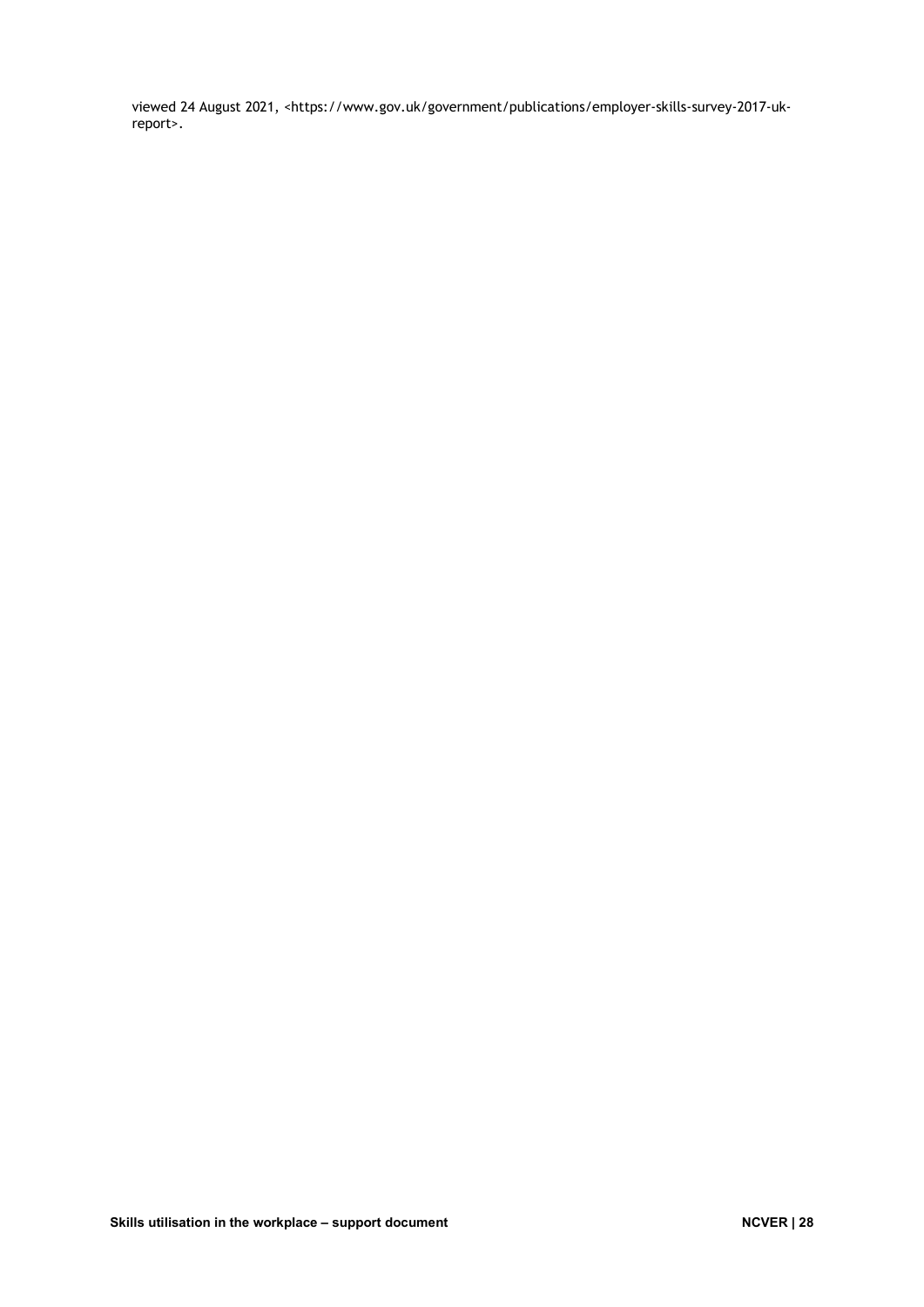viewed 24 August 2021, <https://www.gov.uk/government/publications/employer-skills-survey-2017-uk-report>.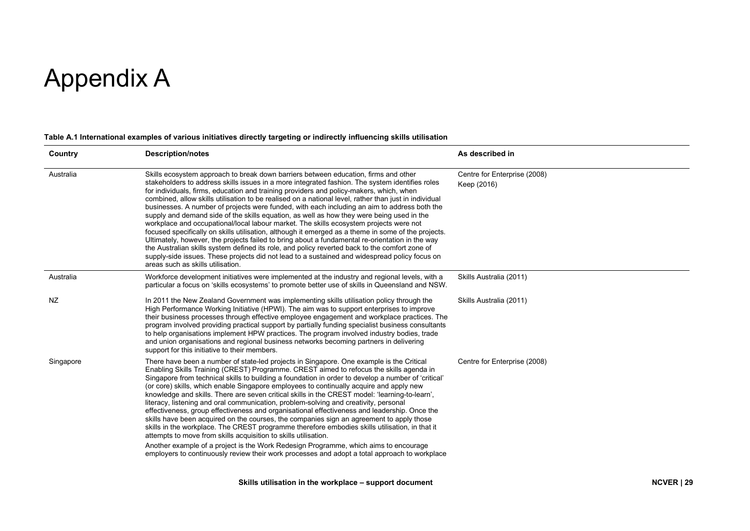# Appendix A

**Table A.1 International examples of various initiatives directly targeting or indirectly influencing skills utilisation**

| Country | Description/notes | As described in |
|---|---|---|
| Australia | Skills ecosystem approach to break down barriers between education, firms and other stakeholders to address skills issues in a more integrated fashion. The system identifies roles for individuals, firms, education and training providers and policy-makers, which, when combined, allow skills utilisation to be realised on a national level, rather than just in individual businesses. A number of projects were funded, with each including an aim to address both the supply and demand side of the skills equation, as well as how they were being used in the workplace and occupational/local labour market. The skills ecosystem projects were not focused specifically on skills utilisation, although it emerged as a theme in some of the projects. Ultimately, however, the projects failed to bring about a fundamental re-orientation in the way the Australian skills system defined its role, and policy reverted back to the comfort zone of supply-side issues. These projects did not lead to a sustained and widespread policy focus on areas such as skills utilisation. | Centre for Enterprise (2008)<br>Keep (2016) |
| Australia | Workforce development initiatives were implemented at the industry and regional levels, with a particular a focus on 'skills ecosystems' to promote better use of skills in Queensland and NSW. | Skills Australia (2011) |
| NZ | In 2011 the New Zealand Government was implementing skills utilisation policy through the High Performance Working Initiative (HPWI). The aim was to support enterprises to improve their business processes through effective employee engagement and workplace practices. The program involved providing practical support by partially funding specialist business consultants to help organisations implement HPW practices. The program involved industry bodies, trade and union organisations and regional business networks becoming partners in delivering support for this initiative to their members. | Skills Australia (2011) |
| Singapore | There have been a number of state-led projects in Singapore. One example is the Critical Enabling Skills Training (CREST) Programme. CREST aimed to refocus the skills agenda in Singapore from technical skills to building a foundation in order to develop a number of 'critical' (or core) skills, which enable Singapore employees to continually acquire and apply new knowledge and skills. There are seven critical skills in the CREST model: 'learning-to-learn', literacy, listening and oral communication, problem-solving and creativity, personal effectiveness, group effectiveness and organisational effectiveness and leadership. Once the skills have been acquired on the courses, the companies sign an agreement to apply those skills in the workplace. The CREST programme therefore embodies skills utilisation, in that it attempts to move from skills acquisition to skills utilisation.<br>Another example of a project is the Work Redesign Programme, which aims to encourage employers to continuously review their work processes and adopt a total approach to workplace | Centre for Enterprise (2008) |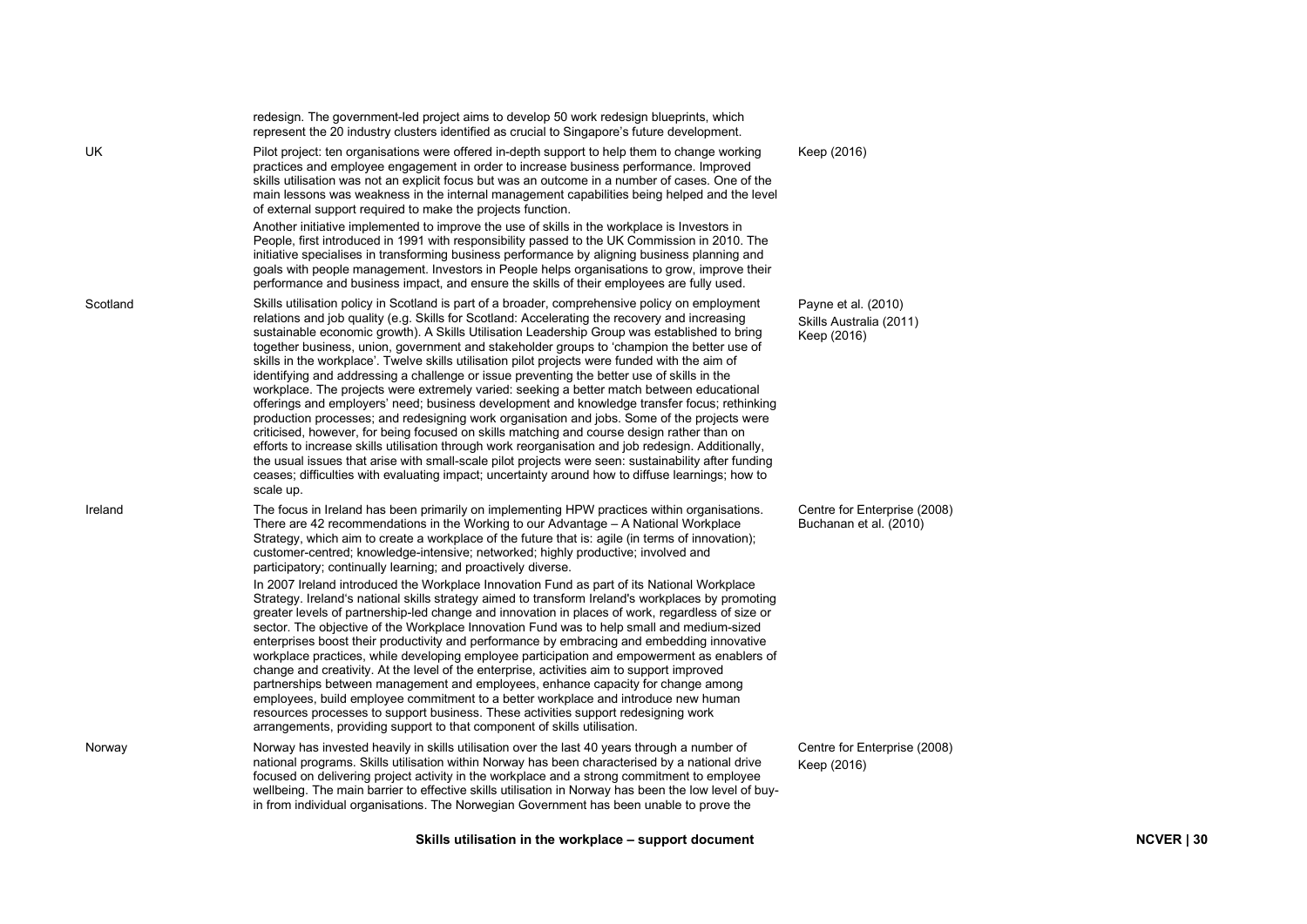| | | |
|---|---|---|
| | redesign. The government-led project aims to develop 50 work redesign blueprints, which represent the 20 industry clusters identified as crucial to Singapore's future development. | |
| UK | Pilot project: ten organisations were offered in-depth support to help them to change working practices and employee engagement in order to increase business performance. Improved skills utilisation was not an explicit focus but was an outcome in a number of cases. One of the main lessons was weakness in the internal management capabilities being helped and the level of external support required to make the projects function.<br>Another initiative implemented to improve the use of skills in the workplace is Investors in People, first introduced in 1991 with responsibility passed to the UK Commission in 2010. The initiative specialises in transforming business performance by aligning business planning and goals with people management. Investors in People helps organisations to grow, improve their performance and business impact, and ensure the skills of their employees are fully used. | Keep (2016) |
| Scotland | Skills utilisation policy in Scotland is part of a broader, comprehensive policy on employment relations and job quality (e.g. Skills for Scotland: Accelerating the recovery and increasing sustainable economic growth). A Skills Utilisation Leadership Group was established to bring together business, union, government and stakeholder groups to 'champion the better use of skills in the workplace'. Twelve skills utilisation pilot projects were funded with the aim of identifying and addressing a challenge or issue preventing the better use of skills in the workplace. The projects were extremely varied: seeking a better match between educational offerings and employers' need; business development and knowledge transfer focus; rethinking production processes; and redesigning work organisation and jobs. Some of the projects were criticised, however, for being focused on skills matching and course design rather than on efforts to increase skills utilisation through work reorganisation and job redesign. Additionally, the usual issues that arise with small-scale pilot projects were seen: sustainability after funding ceases; difficulties with evaluating impact; uncertainty around how to diffuse learnings; how to scale up. | Payne et al. (2010)<br>Skills Australia (2011)<br>Keep (2016) |
| Ireland | The focus in Ireland has been primarily on implementing HPW practices within organisations. There are 42 recommendations in the Working to our Advantage – A National Workplace Strategy, which aim to create a workplace of the future that is: agile (in terms of innovation); customer-centred; knowledge-intensive; networked; highly productive; involved and participatory; continually learning; and proactively diverse.<br>In 2007 Ireland introduced the Workplace Innovation Fund as part of its National Workplace Strategy. Ireland's national skills strategy aimed to transform Ireland's workplaces by promoting greater levels of partnership-led change and innovation in places of work, regardless of size or sector. The objective of the Workplace Innovation Fund was to help small and medium-sized enterprises boost their productivity and performance by embracing and embedding innovative workplace practices, while developing employee participation and empowerment as enablers of change and creativity. At the level of the enterprise, activities aim to support improved partnerships between management and employees, enhance capacity for change among employees, build employee commitment to a better workplace and introduce new human resources processes to support business. These activities support redesigning work arrangements, providing support to that component of skills utilisation. | Centre for Enterprise (2008)<br>Buchanan et al. (2010) |
| Norway | Norway has invested heavily in skills utilisation over the last 40 years through a number of national programs. Skills utilisation within Norway has been characterised by a national drive focused on delivering project activity in the workplace and a strong commitment to employee wellbeing. The main barrier to effective skills utilisation in Norway has been the low level of buy-in from individual organisations. The Norwegian Government has been unable to prove the | Centre for Enterprise (2008)<br>Keep (2016) |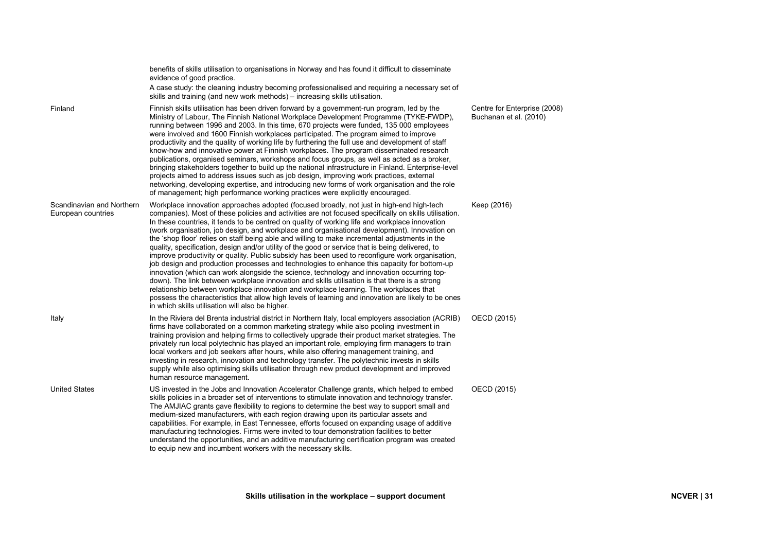| | | |
|---|---|---|
| | benefits of skills utilisation to organisations in Norway and has found it difficult to disseminate evidence of good practice.<br>A case study: the cleaning industry becoming professionalised and requiring a necessary set of skills and training (and new work methods) – increasing skills utilisation. | |
| Finland | Finnish skills utilisation has been driven forward by a government-run program, led by the Ministry of Labour, The Finnish National Workplace Development Programme (TYKE-FWDP), running between 1996 and 2003. In this time, 670 projects were funded, 135 000 employees were involved and 1600 Finnish workplaces participated. The program aimed to improve productivity and the quality of working life by furthering the full use and development of staff know-how and innovative power at Finnish workplaces. The program disseminated research publications, organised seminars, workshops and focus groups, as well as acted as a broker, bringing stakeholders together to build up the national infrastructure in Finland. Enterprise-level projects aimed to address issues such as job design, improving work practices, external networking, developing expertise, and introducing new forms of work organisation and the role of management; high performance working practices were explicitly encouraged. | Centre for Enterprise (2008)<br>Buchanan et al. (2010) |
| Scandinavian and Northern European countries | Workplace innovation approaches adopted (focused broadly, not just in high-end high-tech companies). Most of these policies and activities are not focused specifically on skills utilisation. In these countries, it tends to be centred on quality of working life and workplace innovation (work organisation, job design, and workplace and organisational development). Innovation on the 'shop floor' relies on staff being able and willing to make incremental adjustments in the quality, specification, design and/or utility of the good or service that is being delivered, to improve productivity or quality. Public subsidy has been used to reconfigure work organisation, job design and production processes and technologies to enhance this capacity for bottom-up innovation (which can work alongside the science, technology and innovation occurring top-down). The link between workplace innovation and skills utilisation is that there is a strong relationship between workplace innovation and workplace learning. The workplaces that possess the characteristics that allow high levels of learning and innovation are likely to be ones in which skills utilisation will also be higher. | Keep (2016) |
| Italy | In the Riviera del Brenta industrial district in Northern Italy, local employers association (ACRIB) firms have collaborated on a common marketing strategy while also pooling investment in training provision and helping firms to collectively upgrade their product market strategies. The privately run local polytechnic has played an important role, employing firm managers to train local workers and job seekers after hours, while also offering management training, and investing in research, innovation and technology transfer. The polytechnic invests in skills supply while also optimising skills utilisation through new product development and improved human resource management. | OECD (2015) |
| United States | US invested in the Jobs and Innovation Accelerator Challenge grants, which helped to embed skills policies in a broader set of interventions to stimulate innovation and technology transfer. The AMJIAC grants gave flexibility to regions to determine the best way to support small and medium-sized manufacturers, with each region drawing upon its particular assets and capabilities. For example, in East Tennessee, efforts focused on expanding usage of additive manufacturing technologies. Firms were invited to tour demonstration facilities to better understand the opportunities, and an additive manufacturing certification program was created to equip new and incumbent workers with the necessary skills. | OECD (2015) |